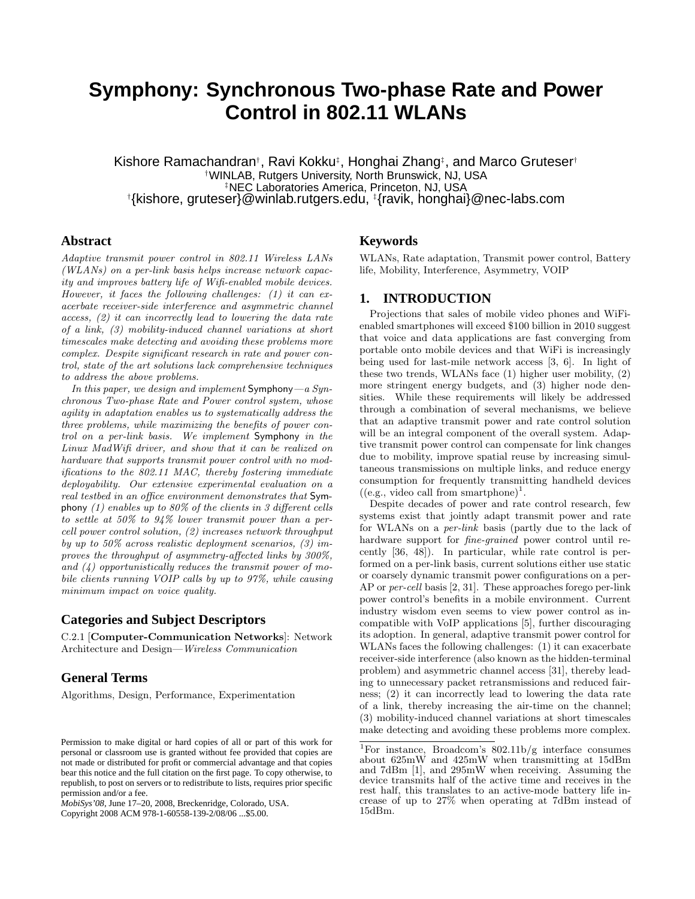# Symphony: Synchronous Two-phase Rate and Power Control in 802.11 WLANs

Kishore Ramachandran[†], Ravi Kokku[‡], Honghai Zhang[‡], and Marco Gruteser[†]

[†]WINLAB, Rutgers University, North Brunswick, NJ, USA

[‡]NEC Laboratories America, Princeton, NJ, USA

[†]{kishore, gruteser}@winlab.rutgers.edu, [‡]{ravik, honghai}@nec-labs.com

## Abstract

*Adaptive transmit power control in 802.11 Wireless LANs (WLANs) on a per-link basis helps increase network capacity and improves battery life of Wifi-enabled mobile devices. However, it faces the following challenges: (1) it can exacerbate receiver-side interference and asymmetric channel access, (2) it can incorrectly lead to lowering the data rate of a link, (3) mobility-induced channel variations at short timescales make detecting and avoiding these problems more complex. Despite significant research in rate and power control, state of the art solutions lack comprehensive techniques to address the above problems.*

*In this paper, we design and implement* Symphony*—a Synchronous Two-phase Rate and Power control system, whose agility in adaptation enables us to systematically address the three problems, while maximizing the benefits of power control on a per-link basis. We implement* Symphony *in the Linux MadWifi driver, and show that it can be realized on hardware that supports transmit power control with no modifications to the 802.11 MAC, thereby fostering immediate deployability. Our extensive experimental evaluation on a real testbed in an office environment demonstrates that* Symphony *(1) enables up to 80% of the clients in 3 different cells to settle at 50% to 94% lower transmit power than a per-cell power control solution, (2) increases network throughput by up to 50% across realistic deployment scenarios, (3) improves the throughput of asymmetry-affected links by 300%, and (4) opportunistically reduces the transmit power of mobile clients running VOIP calls by up to 97%, while causing minimum impact on voice quality.*

## Categories and Subject Descriptors

C.2.1 [**Computer-Communication Networks**]: Network Architecture and Design—*Wireless Communication*

## General Terms

Algorithms, Design, Performance, Experimentation

## Keywords

WLANs, Rate adaptation, Transmit power control, Battery life, Mobility, Interference, Asymmetry, VOIP

## 1. INTRODUCTION

Projections that sales of mobile video phones and WiFi-enabled smartphones will exceed $100 billion in 2010 suggest that voice and data applications are fast converging from portable onto mobile devices and that WiFi is increasingly being used for last-mile network access [3, 6]. In light of these two trends, WLANs face (1) higher user mobility, (2) more stringent energy budgets, and (3) higher node densities. While these requirements will likely be addressed through a combination of several mechanisms, we believe that an adaptive transmit power and rate control solution will be an integral component of the overall system. Adaptive transmit power control can compensate for link changes due to mobility, improve spatial reuse by increasing simultaneous transmissions on multiple links, and reduce energy consumption for frequently transmitting handheld devices ((e.g., video call from smartphone)[1].

Despite decades of power and rate control research, few systems exist that jointly adapt transmit power and rate for WLANs on a *per-link* basis (partly due to the lack of hardware support for *fine-grained* power control until recently [36, 48]). In particular, while rate control is performed on a per-link basis, current solutions either use static or coarsely dynamic transmit power configurations on a per-AP or *per-cell* basis [2, 31]. These approaches forego per-link power control's benefits in a mobile environment. Current industry wisdom even seems to view power control as incompatible with VoIP applications [5], further discouraging its adoption. In general, adaptive transmit power control for WLANs faces the following challenges: (1) it can exacerbate receiver-side interference (also known as the hidden-terminal problem) and asymmetric channel access [31], thereby leading to unnecessary packet retransmissions and reduced fairness; (2) it can incorrectly lead to lowering the data rate of a link, thereby increasing the air-time on the channel; (3) mobility-induced channel variations at short timescales make detecting and avoiding these problems more complex.

[1]For instance, Broadcom's 802.11b/g interface consumes about 625mW and 425mW when transmitting at 15dBm and 7dBm [1], and 295mW when receiving. Assuming the device transmits half of the active time and receives in the rest half, this translates to an active-mode battery life increase of up to 27% when operating at 7dBm instead of 15dBm.

Permission to make digital or hard copies of all or part of this work for personal or classroom use is granted without fee provided that copies are not made or distributed for profit or commercial advantage and that copies bear this notice and the full citation on the first page. To copy otherwise, to republish, to post on servers or to redistribute to lists, requires prior specific permission and/or a fee.
*MobiSys'08*, June 17–20, 2008, Breckenridge, Colorado, USA.
Copyright 2008 ACM 978-1-60558-139-2/08/06 ...$5.00.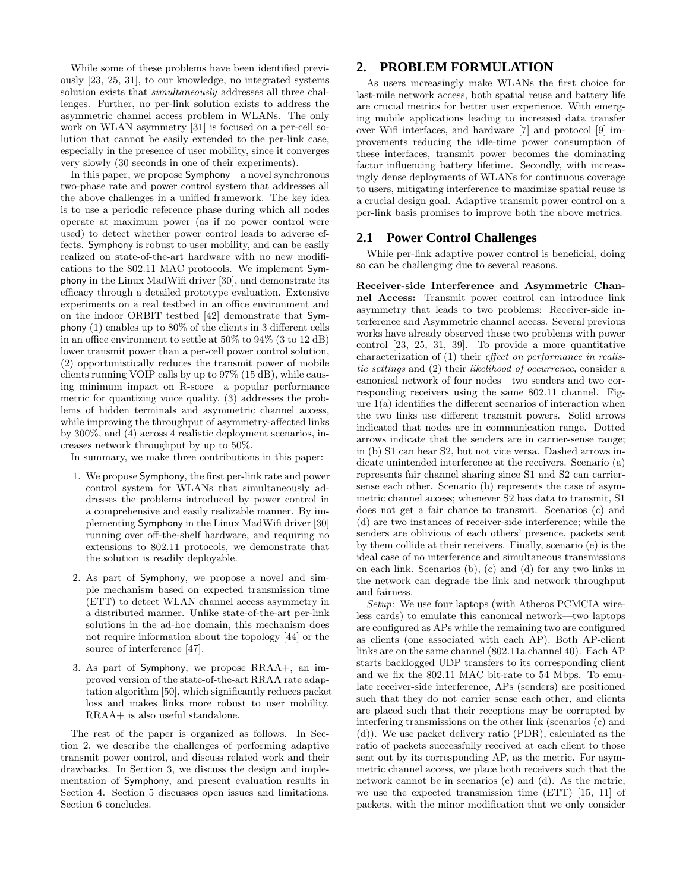While some of these problems have been identified previously [23, 25, 31], to our knowledge, no integrated systems solution exists that *simultaneously* addresses all three challenges. Further, no per-link solution exists to address the asymmetric channel access problem in WLANs. The only work on WLAN asymmetry [31] is focused on a per-cell solution that cannot be easily extended to the per-link case, especially in the presence of user mobility, since it converges very slowly (30 seconds in one of their experiments).

In this paper, we propose Symphony—a novel synchronous two-phase rate and power control system that addresses all the above challenges in a unified framework. The key idea is to use a periodic reference phase during which all nodes operate at maximum power (as if no power control were used) to detect whether power control leads to adverse effects. Symphony is robust to user mobility, and can be easily realized on state-of-the-art hardware with no new modifications to the 802.11 MAC protocols. We implement Symphony in the Linux MadWifi driver [30], and demonstrate its efficacy through a detailed prototype evaluation. Extensive experiments on a real testbed in an office environment and on the indoor ORBIT testbed [42] demonstrate that Symphony (1) enables up to 80% of the clients in 3 different cells in an office environment to settle at 50% to 94% (3 to 12 dB) lower transmit power than a per-cell power control solution, (2) opportunistically reduces the transmit power of mobile clients running VOIP calls by up to 97% (15 dB), while causing minimum impact on R-score—a popular performance metric for quantizing voice quality, (3) addresses the problems of hidden terminals and asymmetric channel access, while improving the throughput of asymmetry-affected links by 300%, and (4) across 4 realistic deployment scenarios, increases network throughput by up to 50%.

In summary, we make three contributions in this paper:

1. We propose Symphony, the first per-link rate and power control system for WLANs that simultaneously addresses the problems introduced by power control in a comprehensive and easily realizable manner. By implementing Symphony in the Linux MadWifi driver [30] running over off-the-shelf hardware, and requiring no extensions to 802.11 protocols, we demonstrate that the solution is readily deployable.

2. As part of Symphony, we propose a novel and simple mechanism based on expected transmission time (ETT) to detect WLAN channel access asymmetry in a distributed manner. Unlike state-of-the-art per-link solutions in the ad-hoc domain, this mechanism does not require information about the topology [44] or the source of interference [47].

3. As part of Symphony, we propose RRAA+, an improved version of the state-of-the-art RRAA rate adaptation algorithm [50], which significantly reduces packet loss and makes links more robust to user mobility. RRAA+ is also useful standalone.

The rest of the paper is organized as follows. In Section 2, we describe the challenges of performing adaptive transmit power control, and discuss related work and their drawbacks. In Section 3, we discuss the design and implementation of Symphony, and present evaluation results in Section 4. Section 5 discusses open issues and limitations. Section 6 concludes.

## 2. PROBLEM FORMULATION

As users increasingly make WLANs the first choice for last-mile network access, both spatial reuse and battery life are crucial metrics for better user experience. With emerging mobile applications leading to increased data transfer over Wifi interfaces, and hardware [7] and protocol [9] improvements reducing the idle-time power consumption of these interfaces, transmit power becomes the dominating factor influencing battery lifetime. Secondly, with increasingly dense deployments of WLANs for continuous coverage to users, mitigating interference to maximize spatial reuse is a crucial design goal. Adaptive transmit power control on a per-link basis promises to improve both the above metrics.

### 2.1 Power Control Challenges

While per-link adaptive power control is beneficial, doing so can be challenging due to several reasons.

**Receiver-side Interference and Asymmetric Channel Access:** Transmit power control can introduce link asymmetry that leads to two problems: Receiver-side interference and Asymmetric channel access. Several previous works have already observed these two problems with power control [23, 25, 31, 39]. To provide a more quantitative characterization of (1) their *effect on performance in realistic settings* and (2) their *likelihood of occurrence*, consider a canonical network of four nodes—two senders and two corresponding receivers using the same 802.11 channel. Figure 1(a) identifies the different scenarios of interaction when the two links use different transmit powers. Solid arrows indicated that nodes are in communication range. Dotted arrows indicate that the senders are in carrier-sense range; in (b) S1 can hear S2, but not vice versa. Dashed arrows indicate unintended interference at the receivers. Scenario (a) represents fair channel sharing since S1 and S2 can carrier-sense each other. Scenario (b) represents the case of asymmetric channel access; whenever S2 has data to transmit, S1 does not get a fair chance to transmit. Scenarios (c) and (d) are two instances of receiver-side interference; while the senders are oblivious of each others' presence, packets sent by them collide at their receivers. Finally, scenario (e) is the ideal case of no interference and simultaneous transmissions on each link. Scenarios (b), (c) and (d) for any two links in the network can degrade the link and network throughput and fairness.

*Setup:* We use four laptops (with Atheros PCMCIA wireless cards) to emulate this canonical network—two laptops are configured as APs while the remaining two are configured as clients (one associated with each AP). Both AP-client links are on the same channel (802.11a channel 40). Each AP starts backlogged UDP transfers to its corresponding client and we fix the 802.11 MAC bit-rate to 54 Mbps. To emulate receiver-side interference, APs (senders) are positioned such that they do not carrier sense each other, and clients are placed such that their receptions may be corrupted by interfering transmissions on the other link (scenarios (c) and (d)). We use packet delivery ratio (PDR), calculated as the ratio of packets successfully received at each client to those sent out by its corresponding AP, as the metric. For asymmetric channel access, we place both receivers such that the network cannot be in scenarios (c) and (d). As the metric, we use the expected transmission time (ETT) [15, 11] of packets, with the minor modification that we only consider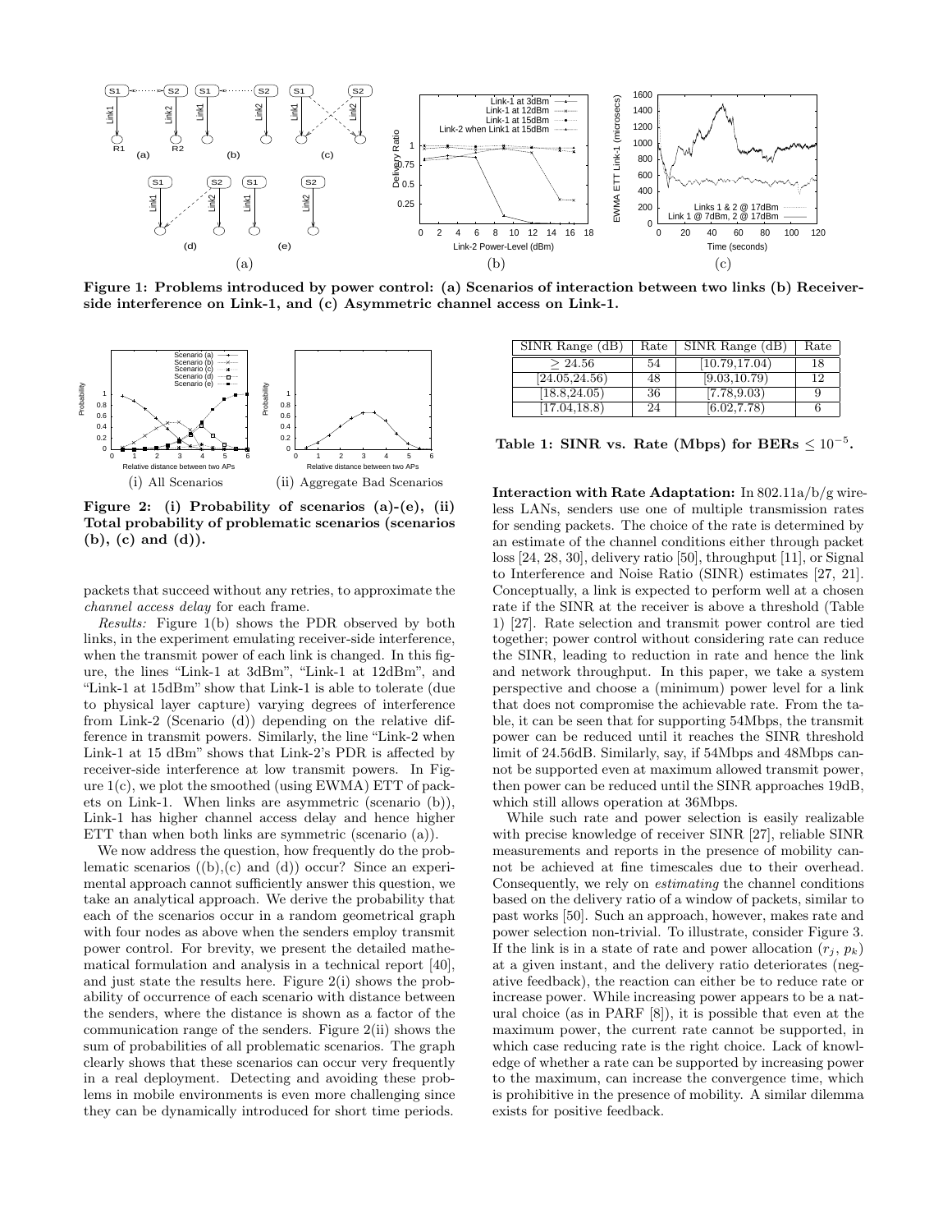Figure 1: Problems introduced by power control: (a) Scenarios of interaction between two links (b) Receiver-side interference on Link-1, and (c) Asymmetric channel access on Link-1.

Figure 2: (i) Probability of scenarios (a)-(e), (ii) Total probability of problematic scenarios (scenarios (b), (c) and (d)).

packets that succeed without any retries, to approximate the *channel access delay* for each frame.

*Results:* Figure 1(b) shows the PDR observed by both links, in the experiment emulating receiver-side interference, when the transmit power of each link is changed. In this figure, the lines "Link-1 at 3dBm", "Link-1 at 12dBm", and "Link-1 at 15dBm" show that Link-1 is able to tolerate (due to physical layer capture) varying degrees of interference from Link-2 (Scenario (d)) depending on the relative difference in transmit powers. Similarly, the line "Link-2 when Link-1 at 15 dBm" shows that Link-2's PDR is affected by receiver-side interference at low transmit powers. In Figure 1(c), we plot the smoothed (using EWMA) ETT of packets on Link-1. When links are asymmetric (scenario (b)), Link-1 has higher channel access delay and hence higher ETT than when both links are symmetric (scenario (a)).

We now address the question, how frequently do the problematic scenarios ((b),(c) and (d)) occur? Since an experimental approach cannot sufficiently answer this question, we take an analytical approach. We derive the probability that each of the scenarios occur in a random geometrical graph with four nodes as above when the senders employ transmit power control. For brevity, we present the detailed mathematical formulation and analysis in a technical report [40], and just state the results here. Figure 2(i) shows the probability of occurrence of each scenario with distance between the senders, where the distance is shown as a factor of the communication range of the senders. Figure 2(ii) shows the sum of probabilities of all problematic scenarios. The graph clearly shows that these scenarios can occur very frequently in a real deployment. Detecting and avoiding these problems in mobile environments is even more challenging since they can be dynamically introduced for short time periods.

| SINR Range (dB) | Rate | SINR Range (dB) | Rate |
|---|---|---|---|
| $\geq 24.56$ | 54 | [10.79,17.04) | 18 |
| [24.05,24.56) | 48 | [9.03,10.79) | 12 |
| [18.8,24.05) | 36 | [7.78,9.03) | 9 |
| [17.04,18.8) | 24 | [6.02,7.78) | 6 |

Table 1: SINR vs. Rate (Mbps) for BERs $\leq 10^{-5}$.

**Interaction with Rate Adaptation:** In 802.11a/b/g wireless LANs, senders use one of multiple transmission rates for sending packets. The choice of the rate is determined by an estimate of the channel conditions either through packet loss [24, 28, 30], delivery ratio [50], throughput [11], or Signal to Interference and Noise Ratio (SINR) estimates [27, 21]. Conceptually, a link is expected to perform well at a chosen rate if the SINR at the receiver is above a threshold (Table 1) [27]. Rate selection and transmit power control are tied together; power control without considering rate can reduce the SINR, leading to reduction in rate and hence the link and network throughput. In this paper, we take a system perspective and choose a (minimum) power level for a link that does not compromise the achievable rate. From the table, it can be seen that for supporting 54Mbps, the transmit power can be reduced until it reaches the SINR threshold limit of 24.56dB. Similarly, say, if 54Mbps and 48Mbps cannot be supported even at maximum allowed transmit power, then power can be reduced until the SINR approaches 19dB, which still allows operation at 36Mbps.

While such rate and power selection is easily realizable with precise knowledge of receiver SINR [27], reliable SINR measurements and reports in the presence of mobility cannot be achieved at fine timescales due to their overhead. Consequently, we rely on *estimating* the channel conditions based on the delivery ratio of a window of packets, similar to past works [50]. Such an approach, however, makes rate and power selection non-trivial. To illustrate, consider Figure 3. If the link is in a state of rate and power allocation ($r_j$, $p_k$) at a given instant, and the delivery ratio deteriorates (negative feedback), the reaction can either be to reduce rate or increase power. While increasing power appears to be a natural choice (as in PARF [8]), it is possible that even at the maximum power, the current rate cannot be supported, in which case reducing rate is the right choice. Lack of knowledge of whether a rate can be supported by increasing power to the maximum, can increase the convergence time, which is prohibitive in the presence of mobility. A similar dilemma exists for positive feedback.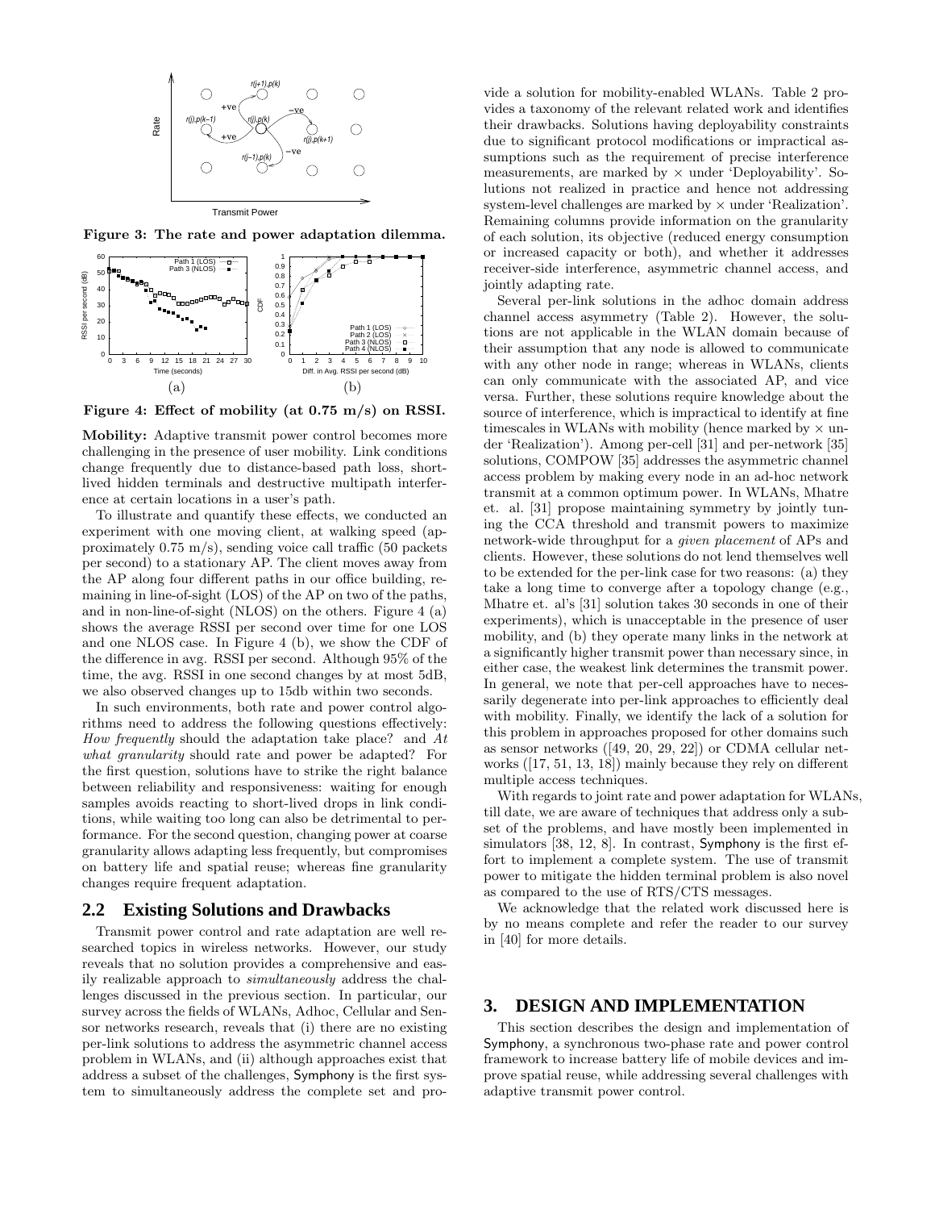Rate

+ve

+ve

−ve

−ve

r(j+1),p(k)

r(j),p(k−1)

r(j),p(k)

r(j),p(k+1)

r(j−1),p(k)

Transmit Power

**Figure 3: The rate and power adaptation dilemma.**

RSSI per second (dB)

Path 1 (LOS)
Path 3 (NLOS)

0 3 6 9 12 15 18 21 24 27 30

Time (seconds)

(a)

CDF

Path 1 (LOS)
Path 2 (LOS)
Path 3 (NLOS)
Path 4 (NLOS)

0 1 2 3 4 5 6 7 8 9 10

Diff. in Avg. RSSI per second (dB)

(b)

**Figure 4: Effect of mobility (at 0.75 m/s) on RSSI.**

**Mobility:** Adaptive transmit power control becomes more challenging in the presence of user mobility. Link conditions change frequently due to distance-based path loss, short-lived hidden terminals and destructive multipath interference at certain locations in a user's path.

To illustrate and quantify these effects, we conducted an experiment with one moving client, at walking speed (approximately 0.75 m/s), sending voice call traffic (50 packets per second) to a stationary AP. The client moves away from the AP along four different paths in our office building, remaining in line-of-sight (LOS) of the AP on two of the paths, and in non-line-of-sight (NLOS) on the others. Figure 4 (a) shows the average RSSI per second over time for one LOS and one NLOS case. In Figure 4 (b), we show the CDF of the difference in avg. RSSI per second. Although 95% of the time, the avg. RSSI in one second changes by at most 5dB, we also observed changes up to 15db within two seconds.

In such environments, both rate and power control algorithms need to address the following questions effectively: *How frequently* should the adaptation take place? and *At what granularity* should rate and power be adapted? For the first question, solutions have to strike the right balance between reliability and responsiveness: waiting for enough samples avoids reacting to short-lived drops in link conditions, while waiting too long can also be detrimental to performance. For the second question, changing power at coarse granularity allows adapting less frequently, but compromises on battery life and spatial reuse; whereas fine granularity changes require frequent adaptation.

## 2.2 Existing Solutions and Drawbacks

Transmit power control and rate adaptation are well researched topics in wireless networks. However, our study reveals that no solution provides a comprehensive and easily realizable approach to *simultaneously* address the challenges discussed in the previous section. In particular, our survey across the fields of WLANs, Adhoc, Cellular and Sensor networks research, reveals that (i) there are no existing per-link solutions to address the asymmetric channel access problem in WLANs, and (ii) although approaches exist that address a subset of the challenges, Symphony is the first system to simultaneously address the complete set and provide a solution for mobility-enabled WLANs. Table 2 provides a taxonomy of the relevant related work and identifies their drawbacks. Solutions having deployability constraints due to significant protocol modifications or impractical assumptions such as the requirement of precise interference measurements, are marked by × under 'Deployability'. Solutions not realized in practice and hence not addressing system-level challenges are marked by × under 'Realization'. Remaining columns provide information on the granularity of each solution, its objective (reduced energy consumption or increased capacity or both), and whether it addresses receiver-side interference, asymmetric channel access, and jointly adapting rate.

Several per-link solutions in the adhoc domain address channel access asymmetry (Table 2). However, the solutions are not applicable in the WLAN domain because of their assumption that any node is allowed to communicate with any other node in range; whereas in WLANs, clients can only communicate with the associated AP, and vice versa. Further, these solutions require knowledge about the source of interference, which is impractical to identify at fine timescales in WLANs with mobility (hence marked by × under 'Realization'). Among per-cell [31] and per-network [35] solutions, COMPOW [35] addresses the asymmetric channel access problem by making every node in an ad-hoc network transmit at a common optimum power. In WLANs, Mhatre et. al. [31] propose maintaining symmetry by jointly tuning the CCA threshold and transmit powers to maximize network-wide throughput for a *given placement* of APs and clients. However, these solutions do not lend themselves well to be extended for the per-link case for two reasons: (a) they take a long time to converge after a topology change (e.g., Mhatre et. al's [31] solution takes 30 seconds in one of their experiments), which is unacceptable in the presence of user mobility, and (b) they operate many links in the network at a significantly higher transmit power than necessary since, in either case, the weakest link determines the transmit power. In general, we note that per-cell approaches have to necessarily degenerate into per-link approaches to efficiently deal with mobility. Finally, we identify the lack of a solution for this problem in approaches proposed for other domains such as sensor networks ([49, 20, 29, 22]) or CDMA cellular networks ([17, 51, 13, 18]) mainly because they rely on different multiple access techniques.

With regards to joint rate and power adaptation for WLANs, till date, we are aware of techniques that address only a subset of the problems, and have mostly been implemented in simulators [38, 12, 8]. In contrast, Symphony is the first effort to implement a complete system. The use of transmit power to mitigate the hidden terminal problem is also novel as compared to the use of RTS/CTS messages.

We acknowledge that the related work discussed here is by no means complete and refer the reader to our survey in [40] for more details.

# 3. DESIGN AND IMPLEMENTATION

This section describes the design and implementation of Symphony, a synchronous two-phase rate and power control framework to increase battery life of mobile devices and improve spatial reuse, while addressing several challenges with adaptive transmit power control.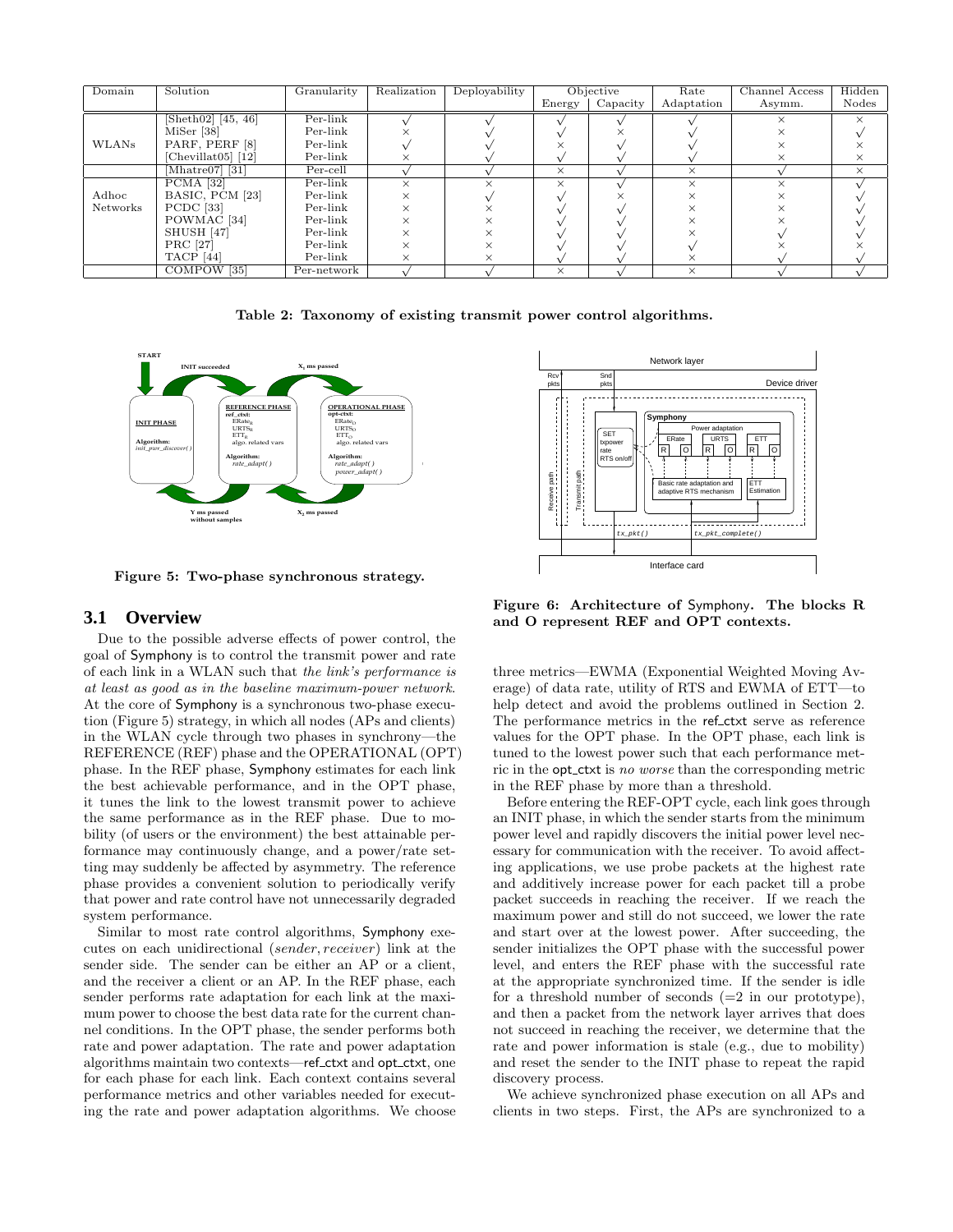| Domain | Solution | Granularity | Realization | Deployability | Objective | | Rate | Channel Access | Hidden |
|---|---|---|---|---|---|---|---|---|---|
| | | | | | Energy | Capacity | Adaptation | Asymm. | Nodes |
| WLANs | [Sheth02] [45, 46] | Per-link | √ | √ | √ | √ | √ | × | × |
| | MiSer [38] | Per-link | × | √ | √ | × | √ | × | √ |
| | PARF, PERF [8] | Per-link | √ | √ | × | √ | √ | × | × |
| | [Chevillat05] [12] | Per-link | × | √ | √ | √ | √ | × | × |
| | [Mhatre07] [31] | Per-cell | √ | √ | × | √ | × | √ | × |
| Adhoc Networks | PCMA [32] | Per-link | × | × | × | √ | × | × | √ |
| | BASIC, PCM [23] | Per-link | × | √ | √ | × | × | × | √ |
| | PCDC [33] | Per-link | × | × | √ | √ | × | × | √ |
| | POWMAC [34] | Per-link | × | × | √ | √ | × | × | √ |
| | SHUSH [47] | Per-link | × | × | √ | √ | × | √ | √ |
| | PRC [27] | Per-link | × | × | √ | √ | √ | × | × |
| | TACP [44] | Per-link | × | × | √ | √ | × | √ | √ |
| | COMPOW [35] | Per-network | √ | √ | × | √ | × | √ | √ |

**Table 2: Taxonomy of existing transmit power control algorithms.**

START
INIT succeeded
$X_1$ ms passed
INIT PHASE
Algorithm: init_pwr_discover()
REFERENCE PHASE
ref_ctxt: $ERate_R$ $URTS_R$ $ETT_R$ algo. related vars
Algorithm: rate_adapt()
OPERATIONAL PHASE
opt-ctxt: $ERate_O$ $URTS_O$ $ETT_O$ algo. related vars
Algorithm: rate_adapt() power_adapt()
Y ms passed without samples
$X_2$ ms passed

**Figure 5: Two-phase synchronous strategy.**

Network layer
Rcv pkts
Snd pkts
Device driver
Symphony
SET txpower rate RTS on/off
Power adaptation
ERate URTS ETT
R O R O R O
Basic rate adaptation and adaptive RTS mechanism
ETT Estimation
Receive path
Transmit path
tx_pkt()
tx_pkt_complete()
Interface card

**Figure 6: Architecture of Symphony. The blocks R and O represent REF and OPT contexts.**

## 3.1 Overview

Due to the possible adverse effects of power control, the goal of Symphony is to control the transmit power and rate of each link in a WLAN such that *the link's performance is at least as good as in the baseline maximum-power network.* At the core of Symphony is a synchronous two-phase execution (Figure 5) strategy, in which all nodes (APs and clients) in the WLAN cycle through two phases in synchrony—the REFERENCE (REF) phase and the OPERATIONAL (OPT) phase. In the REF phase, Symphony estimates for each link the best achievable performance, and in the OPT phase, it tunes the link to the lowest transmit power to achieve the same performance as in the REF phase. Due to mobility (of users or the environment) the best attainable performance may continuously change, and a power/rate setting may suddenly be affected by asymmetry. The reference phase provides a convenient solution to periodically verify that power and rate control have not unnecessarily degraded system performance.

Similar to most rate control algorithms, Symphony executes on each unidirectional $(sender, receiver)$ link at the sender side. The sender can be either an AP or a client, and the receiver a client or an AP. In the REF phase, each sender performs rate adaptation for each link at the maximum power to choose the best data rate for the current channel conditions. In the OPT phase, the sender performs both rate and power adaptation. The rate and power adaptation algorithms maintain two contexts—ref_ctxt and opt_ctxt, one for each phase for each link. Each context contains several performance metrics and other variables needed for executing the rate and power adaptation algorithms. We choose three metrics—EWMA (Exponential Weighted Moving Average) of data rate, utility of RTS and EWMA of ETT—to help detect and avoid the problems outlined in Section 2. The performance metrics in the ref_ctxt serve as reference values for the OPT phase. In the OPT phase, each link is tuned to the lowest power such that each performance metric in the opt_ctxt is *no worse* than the corresponding metric in the REF phase by more than a threshold.

Before entering the REF-OPT cycle, each link goes through an INIT phase, in which the sender starts from the minimum power level and rapidly discovers the initial power level necessary for communication with the receiver. To avoid affecting applications, we use probe packets at the highest rate and additively increase power for each packet till a probe packet succeeds in reaching the receiver. If we reach the maximum power and still do not succeed, we lower the rate and start over at the lowest power. After succeeding, the sender initializes the OPT phase with the successful power level, and enters the REF phase with the successful rate at the appropriate synchronized time. If the sender is idle for a threshold number of seconds (=2 in our prototype), and then a packet from the network layer arrives that does not succeed in reaching the receiver, we determine that the rate and power information is stale (e.g., due to mobility) and reset the sender to the INIT phase to repeat the rapid discovery process.

We achieve synchronized phase execution on all APs and clients in two steps. First, the APs are synchronized to a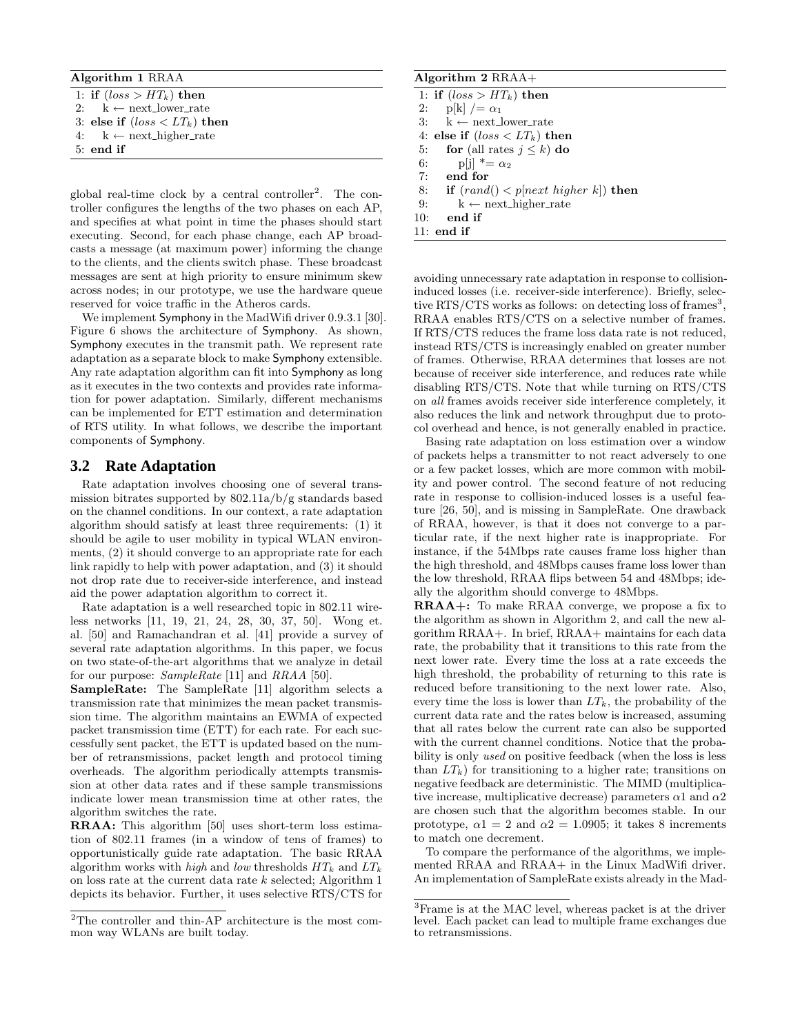**Algorithm 1** RRAA

```
1: if (loss > HT_k) then
2:    k ← next_lower_rate
3: else if (loss < LT_k) then
4:    k ← next_higher_rate
5: end if
```

global real-time clock by a central controller[2]. The controller configures the lengths of the two phases on each AP, and specifies at what point in time the phases should start executing. Second, for each phase change, each AP broadcasts a message (at maximum power) informing the change to the clients, and the clients switch phase. These broadcast messages are sent at high priority to ensure minimum skew across nodes; in our prototype, we use the hardware queue reserved for voice traffic in the Atheros cards.

We implement Symphony in the MadWifi driver 0.9.3.1 [30]. Figure 6 shows the architecture of Symphony. As shown, Symphony executes in the transmit path. We represent rate adaptation as a separate block to make Symphony extensible. Any rate adaptation algorithm can fit into Symphony as long as it executes in the two contexts and provides rate information for power adaptation. Similarly, different mechanisms can be implemented for ETT estimation and determination of RTS utility. In what follows, we describe the important components of Symphony.

### 3.2 Rate Adaptation

Rate adaptation involves choosing one of several transmission bitrates supported by 802.11a/b/g standards based on the channel conditions. In our context, a rate adaptation algorithm should satisfy at least three requirements: (1) it should be agile to user mobility in typical WLAN environments, (2) it should converge to an appropriate rate for each link rapidly to help with power adaptation, and (3) it should not drop rate due to receiver-side interference, and instead aid the power adaptation algorithm to correct it.

Rate adaptation is a well researched topic in 802.11 wireless networks [11, 19, 21, 24, 28, 30, 37, 50]. Wong et. al. [50] and Ramachandran et al. [41] provide a survey of several rate adaptation algorithms. In this paper, we focus on two state-of-the-art algorithms that we analyze in detail for our purpose: *SampleRate* [11] and *RRAA* [50].

**SampleRate:** The SampleRate [11] algorithm selects a transmission rate that minimizes the mean packet transmission time. The algorithm maintains an EWMA of expected packet transmission time (ETT) for each rate. For each successfully sent packet, the ETT is updated based on the number of retransmissions, packet length and protocol timing overheads. The algorithm periodically attempts transmission at other data rates and if these sample transmissions indicate lower mean transmission time at other rates, the algorithm switches the rate.

**RRAA:** This algorithm [50] uses short-term loss estimation of 802.11 frames (in a window of tens of frames) to opportunistically guide rate adaptation. The basic RRAA algorithm works with *high* and *low* thresholds $HT_k$ and $LT_k$ on loss rate at the current data rate $k$ selected; Algorithm 1 depicts its behavior. Further, it uses selective RTS/CTS for avoiding unnecessary rate adaptation in response to collision-induced losses (i.e. receiver-side interference). Briefly, selective RTS/CTS works as follows: on detecting loss of frames[3], RRAA enables RTS/CTS on a selective number of frames. If RTS/CTS reduces the frame loss data rate is not reduced, instead RTS/CTS is increasingly enabled on greater number of frames. Otherwise, RRAA determines that losses are not because of receiver side interference, and reduces rate while disabling RTS/CTS. Note that while turning on RTS/CTS on *all* frames avoids receiver side interference completely, it also reduces the link and network throughput due to protocol overhead and hence, is not generally enabled in practice.

[2] The controller and thin-AP architecture is the most common way WLANs are built today.

**Algorithm 2** RRAA+

```
1: if (loss > HT_k) then
2:    p[k] /= α1
3:    k ← next_lower_rate
4: else if (loss < LT_k) then
5:    for (all rates j ≤ k) do
6:       p[j] *= α2
7:    end for
8:    if (rand() < p[next higher k]) then
9:       k ← next_higher_rate
10:   end if
11: end if
```

Basing rate adaptation on loss estimation over a window of packets helps a transmitter to not react adversely to one or a few packet losses, which are more common with mobility and power control. The second feature of not reducing rate in response to collision-induced losses is a useful feature [26, 50], and is missing in SampleRate. One drawback of RRAA, however, is that it does not converge to a particular rate, if the next higher rate is inappropriate. For instance, if the 54Mbps rate causes frame loss higher than the high threshold, and 48Mbps causes frame loss lower than the low threshold, RRAA flips between 54 and 48Mbps; ideally the algorithm should converge to 48Mbps.

**RRAA+:** To make RRAA converge, we propose a fix to the algorithm as shown in Algorithm 2, and call the new algorithm RRAA+. In brief, RRAA+ maintains for each data rate, the probability that it transitions to this rate from the next lower rate. Every time the loss at a rate exceeds the high threshold, the probability of returning to this rate is reduced before transitioning to the next lower rate. Also, every time the loss is lower than $LT_k$, the probability of the current data rate and the rates below is increased, assuming that all rates below the current rate can also be supported with the current channel conditions. Notice that the probability is only *used* on positive feedback (when the loss is less than $LT_k$) for transitioning to a higher rate; transitions on negative feedback are deterministic. The MIMD (multiplicative increase, multiplicative decrease) parameters $\alpha 1$ and $\alpha 2$ are chosen such that the algorithm becomes stable. In our prototype, $\alpha 1 = 2$ and $\alpha 2 = 1.0905$; it takes 8 increments to match one decrement.

To compare the performance of the algorithms, we implemented RRAA and RRAA+ in the Linux MadWifi driver. An implementation of SampleRate exists already in the Mad-

[3] Frame is at the MAC level, whereas packet is at the driver level. Each packet can lead to multiple frame exchanges due to retransmissions.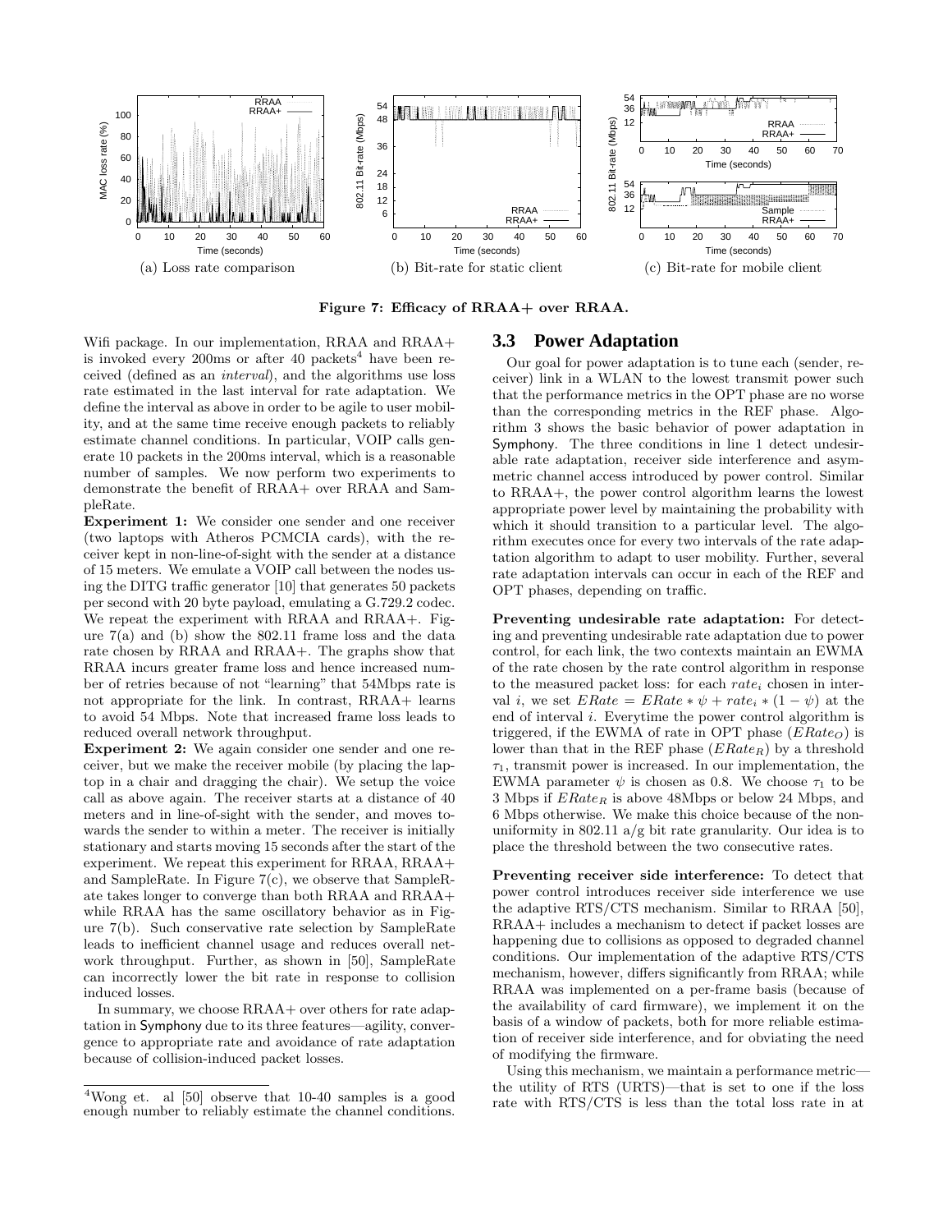(a) Loss rate comparison

(b) Bit-rate for static client

(c) Bit-rate for mobile client

**Figure 7: Efficacy of RRAA+ over RRAA.**

Wifi package. In our implementation, RRAA and RRAA+ is invoked every 200ms or after 40 packets[4] have been received (defined as an *interval*), and the algorithms use loss rate estimated in the last interval for rate adaptation. We define the interval as above in order to be agile to user mobility, and at the same time receive enough packets to reliably estimate channel conditions. In particular, VOIP calls generate 10 packets in the 200ms interval, which is a reasonable number of samples. We now perform two experiments to demonstrate the benefit of RRAA+ over RRAA and SampleRate.

**Experiment 1:** We consider one sender and one receiver (two laptops with Atheros PCMCIA cards), with the receiver kept in non-line-of-sight with the sender at a distance of 15 meters. We emulate a VOIP call between the nodes using the DITG traffic generator [10] that generates 50 packets per second with 20 byte payload, emulating a G.729.2 codec. We repeat the experiment with RRAA and RRAA+. Figure 7(a) and (b) show the 802.11 frame loss and the data rate chosen by RRAA and RRAA+. The graphs show that RRAA incurs greater frame loss and hence increased number of retries because of not "learning" that 54Mbps rate is not appropriate for the link. In contrast, RRAA+ learns to avoid 54 Mbps. Note that increased frame loss leads to reduced overall network throughput.

**Experiment 2:** We again consider one sender and one receiver, but we make the receiver mobile (by placing the laptop in a chair and dragging the chair). We setup the voice call as above again. The receiver starts at a distance of 40 meters and in line-of-sight with the sender, and moves towards the sender to within a meter. The receiver is initially stationary and starts moving 15 seconds after the start of the experiment. We repeat this experiment for RRAA, RRAA+ and SampleRate. In Figure 7(c), we observe that SampleRate takes longer to converge than both RRAA and RRAA+ while RRAA has the same oscillatory behavior as in Figure 7(b). Such conservative rate selection by SampleRate leads to inefficient channel usage and reduces overall network throughput. Further, as shown in [50], SampleRate can incorrectly lower the bit rate in response to collision induced losses.

In summary, we choose RRAA+ over others for rate adaptation in Symphony due to its three features—agility, convergence to appropriate rate and avoidance of rate adaptation because of collision-induced packet losses.

[4] Wong et. al [50] observe that 10-40 samples is a good enough number to reliably estimate the channel conditions.

## 3.3 Power Adaptation

Our goal for power adaptation is to tune each (sender, receiver) link in a WLAN to the lowest transmit power such that the performance metrics in the OPT phase are no worse than the corresponding metrics in the REF phase. Algorithm 3 shows the basic behavior of power adaptation in Symphony. The three conditions in line 1 detect undesirable rate adaptation, receiver side interference and asymmetric channel access introduced by power control. Similar to RRAA+, the power control algorithm learns the lowest appropriate power level by maintaining the probability with which it should transition to a particular level. The algorithm executes once for every two intervals of the rate adaptation algorithm to adapt to user mobility. Further, several rate adaptation intervals can occur in each of the REF and OPT phases, depending on traffic.

**Preventing undesirable rate adaptation:** For detecting and preventing undesirable rate adaptation due to power control, for each link, the two contexts maintain an EWMA of the rate chosen by the rate control algorithm in response to the measured packet loss: for each $rate_i$ chosen in interval $i$, we set $ERate = ERate * \psi + rate_i * (1 - \psi)$ at the end of interval $i$. Everytime the power control algorithm is triggered, if the EWMA of rate in OPT phase ($ERate_O$) is lower than that in the REF phase ($ERate_R$) by a threshold $\tau_1$, transmit power is increased. In our implementation, the EWMA parameter $\psi$ is chosen as 0.8. We choose $\tau_1$ to be 3 Mbps if $ERate_R$ is above 48Mbps or below 24 Mbps, and 6 Mbps otherwise. We make this choice because of the non-uniformity in 802.11 a/g bit rate granularity. Our idea is to place the threshold between the two consecutive rates.

**Preventing receiver side interference:** To detect that power control introduces receiver side interference we use the adaptive RTS/CTS mechanism. Similar to RRAA [50], RRAA+ includes a mechanism to detect if packet losses are happening due to collisions as opposed to degraded channel conditions. Our implementation of the adaptive RTS/CTS mechanism, however, differs significantly from RRAA; while RRAA was implemented on a per-frame basis (because of the availability of card firmware), we implement it on the basis of a window of packets, both for more reliable estimation of receiver side interference, and for obviating the need of modifying the firmware.

Using this mechanism, we maintain a performance metric—the utility of RTS (URTS)—that is set to one if the loss rate with RTS/CTS is less than the total loss rate in at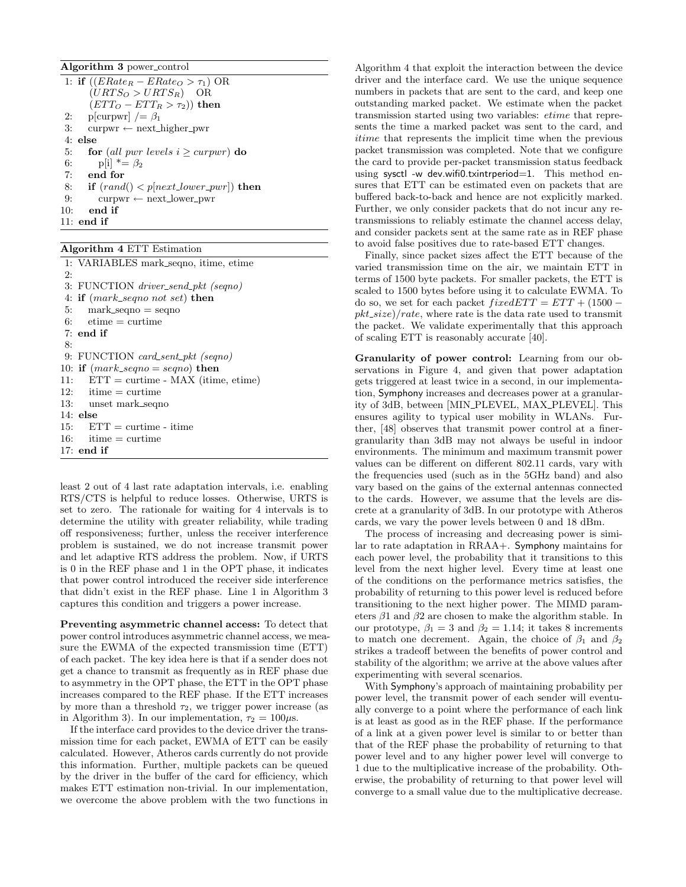**Algorithm 3** power_control

```
1: if ((ERate_R − ERate_O > τ1) OR
      (URTS_O > URTS_R)   OR
      (ETT_O − ETT_R > τ2)) then
2:    p[curpwr] /= β1
3:    curpwr ← next_higher_pwr
4: else
5:    for (all pwr levels i ≥ curpwr) do
6:       p[i] *= β2
7:    end for
8:    if (rand() < p[next_lower_pwr]) then
9:       curpwr ← next_lower_pwr
10:   end if
11: end if
```

**Algorithm 4** ETT Estimation

```
1: VARIABLES mark_seqno, itime, etime
2:
3: FUNCTION driver_send_pkt (seqno)
4: if (mark_seqno not set) then
5:    mark_seqno = seqno
6:    etime = curtime
7: end if
8:
9: FUNCTION card_sent_pkt (seqno)
10: if (mark_seqno = seqno) then
11:    ETT = curtime - MAX (itime, etime)
12:    itime = curtime
13:    unset mark_seqno
14: else
15:    ETT = curtime - itime
16:    itime = curtime
17: end if
```

least 2 out of 4 last rate adaptation intervals, i.e. enabling RTS/CTS is helpful to reduce losses. Otherwise, URTS is set to zero. The rationale for waiting for 4 intervals is to determine the utility with greater reliability, while trading off responsiveness; further, unless the receiver interference problem is sustained, we do not increase transmit power and let adaptive RTS address the problem. Now, if URTS is 0 in the REF phase and 1 in the OPT phase, it indicates that power control introduced the receiver side interference that didn't exist in the REF phase. Line 1 in Algorithm 3 captures this condition and triggers a power increase.

**Preventing asymmetric channel access:** To detect that power control introduces asymmetric channel access, we measure the EWMA of the expected transmission time (ETT) of each packet. The key idea here is that if a sender does not get a chance to transmit as frequently as in REF phase due to asymmetry in the OPT phase, the ETT in the OPT phase increases compared to the REF phase. If the ETT increases by more than a threshold $\tau_2$, we trigger power increase (as in Algorithm 3). In our implementation, $\tau_2 = 100\mu$s.

If the interface card provides to the device driver the transmission time for each packet, EWMA of ETT can be easily calculated. However, Atheros cards currently do not provide this information. Further, multiple packets can be queued by the driver in the buffer of the card for efficiency, which makes ETT estimation non-trivial. In our implementation, we overcome the above problem with the two functions in Algorithm 4 that exploit the interaction between the device driver and the interface card. We use the unique sequence numbers in packets that are sent to the card, and keep one outstanding marked packet. We estimate when the packet transmission started using two variables: *etime* that represents the time a marked packet was sent to the card, and *itime* that represents the implicit time when the previous packet transmission was completed. Note that we configure the card to provide per-packet transmission status feedback using sysctl -w dev.wifi0.txintrperiod=1. This method ensures that ETT can be estimated even on packets that are buffered back-to-back and hence are not explicitly marked. Further, we only consider packets that do not incur any retransmissions to reliably estimate the channel access delay, and consider packets sent at the same rate as in REF phase to avoid false positives due to rate-based ETT changes.

Finally, since packet sizes affect the ETT because of the varied transmission time on the air, we maintain ETT in terms of 1500 byte packets. For smaller packets, the ETT is scaled to 1500 bytes before using it to calculate EWMA. To do so, we set for each packet $fixedETT = ETT + (1500 - pkt\_size)/rate$, where rate is the data rate used to transmit the packet. We validate experimentally that this approach of scaling ETT is reasonably accurate [40].

**Granularity of power control:** Learning from our observations in Figure 4, and given that power adaptation gets triggered at least twice in a second, in our implementation, Symphony increases and decreases power at a granularity of 3dB, between [MIN_PLEVEL, MAX_PLEVEL]. This ensures agility to typical user mobility in WLANs. Further, [48] observes that transmit power control at a finer-granularity than 3dB may not always be useful in indoor environments. The minimum and maximum transmit power values can be different on different 802.11 cards, vary with the frequencies used (such as in the 5GHz band) and also vary based on the gains of the external antennas connected to the cards. However, we assume that the levels are discrete at a granularity of 3dB. In our prototype with Atheros cards, we vary the power levels between 0 and 18 dBm.

The process of increasing and decreasing power is similar to rate adaptation in RRAA+. Symphony maintains for each power level, the probability that it transitions to this level from the next higher level. Every time at least one of the conditions on the performance metrics satisfies, the probability of returning to this power level is reduced before transitioning to the next higher power. The MIMD parameters $\beta1$ and $\beta2$ are chosen to make the algorithm stable. In our prototype, $\beta_1 = 3$ and $\beta_2 = 1.14$; it takes 8 increments to match one decrement. Again, the choice of $\beta_1$ and $\beta_2$ strikes a tradeoff between the benefits of power control and stability of the algorithm; we arrive at the above values after experimenting with several scenarios.

With Symphony's approach of maintaining probability per power level, the transmit power of each sender will eventually converge to a point where the performance of each link is at least as good as in the REF phase. If the performance of a link at a given power level is similar to or better than that of the REF phase the probability of returning to that power level and to any higher power level will converge to 1 due to the multiplicative increase of the probability. Otherwise, the probability of returning to that power level will converge to a small value due to the multiplicative decrease.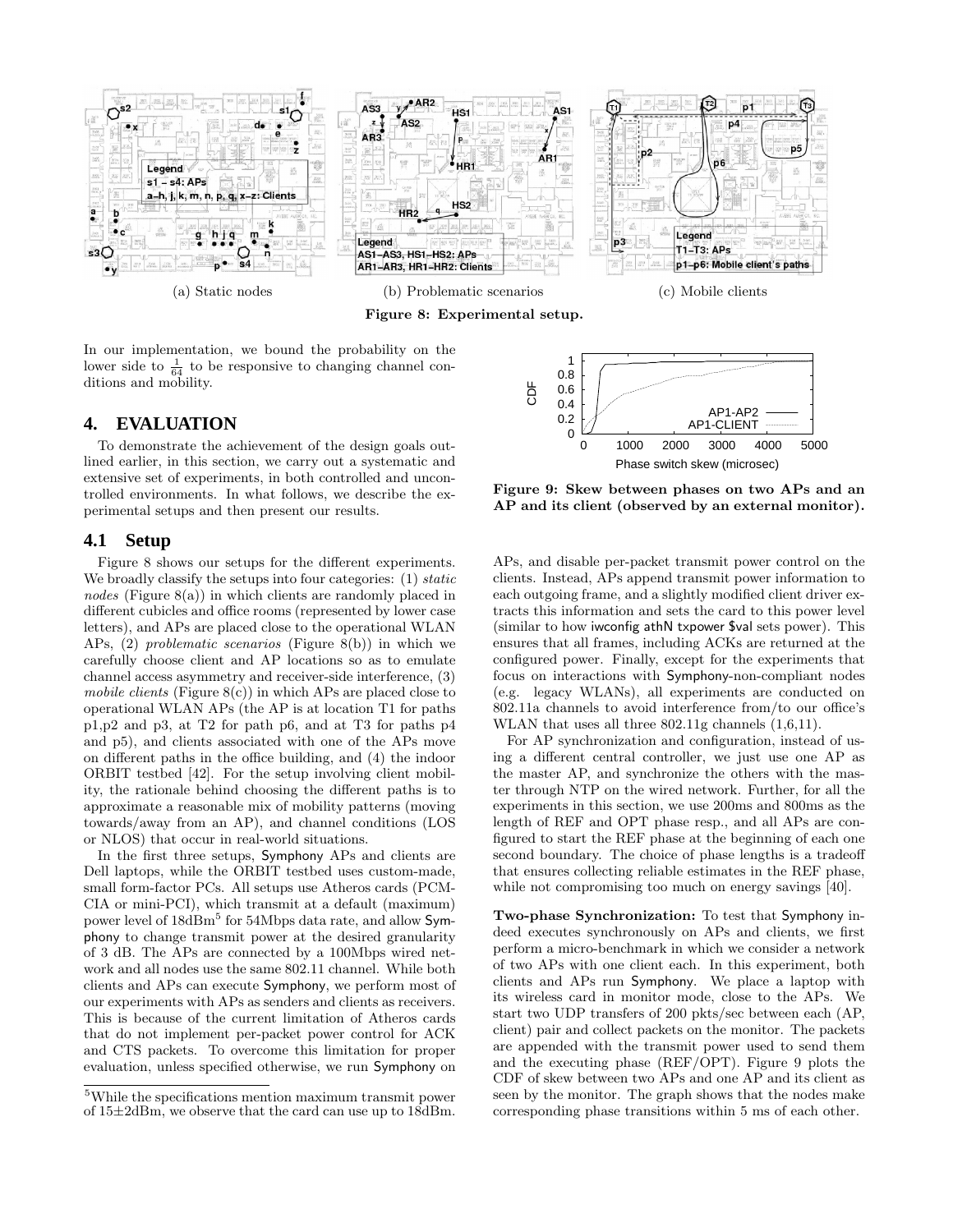(a) Static nodes

(b) Problematic scenarios

(c) Mobile clients

**Figure 8: Experimental setup.**

In our implementation, we bound the probability on the lower side to $\frac{1}{64}$ to be responsive to changing channel conditions and mobility.

## 4. EVALUATION

To demonstrate the achievement of the design goals outlined earlier, in this section, we carry out a systematic and extensive set of experiments, in both controlled and uncontrolled environments. In what follows, we describe the experimental setups and then present our results.

### 4.1 Setup

Figure 8 shows our setups for the different experiments. We broadly classify the setups into four categories: (1) *static nodes* (Figure 8(a)) in which clients are randomly placed in different cubicles and office rooms (represented by lower case letters), and APs are placed close to the operational WLAN APs, (2) *problematic scenarios* (Figure 8(b)) in which we carefully choose client and AP locations so as to emulate channel access asymmetry and receiver-side interference, (3) *mobile clients* (Figure 8(c)) in which APs are placed close to operational WLAN APs (the AP is at location T1 for paths p1,p2 and p3, at T2 for path p6, and at T3 for paths p4 and p5), and clients associated with one of the APs move on different paths in the office building, and (4) the indoor ORBIT testbed [42]. For the setup involving client mobility, the rationale behind choosing the different paths is to approximate a reasonable mix of mobility patterns (moving towards/away from an AP), and channel conditions (LOS or NLOS) that occur in real-world situations.

In the first three setups, Symphony APs and clients are Dell laptops, while the ORBIT testbed uses custom-made, small form-factor PCs. All setups use Atheros cards (PCMCIA or mini-PCI), which transmit at a default (maximum) power level of 18dBm[5] for 54Mbps data rate, and allow Symphony to change transmit power at the desired granularity of 3 dB. The APs are connected by a 100Mbps wired network and all nodes use the same 802.11 channel. While both clients and APs can execute Symphony, we perform most of our experiments with APs as senders and clients as receivers. This is because of the current limitation of Atheros cards that do not implement per-packet power control for ACK and CTS packets. To overcome this limitation for proper evaluation, unless specified otherwise, we run Symphony on APs, and disable per-packet transmit power control on the clients. Instead, APs append transmit power information to each outgoing frame, and a slightly modified client driver extracts this information and sets the card to this power level (similar to how iwconfig athN txpower $val sets power). This ensures that all frames, including ACKs are returned at the configured power. Finally, except for the experiments that focus on interactions with Symphony-non-compliant nodes (e.g. legacy WLANs), all experiments are conducted on 802.11a channels to avoid interference from/to our office's WLAN that uses all three 802.11g channels (1,6,11).

[5] While the specifications mention maximum transmit power of 15±2dBm, we observe that the card can use up to 18dBm.

**Figure 9: Skew between phases on two APs and an AP and its client (observed by an external monitor).**

For AP synchronization and configuration, instead of using a different central controller, we just use one AP as the master AP, and synchronize the others with the master through NTP on the wired network. Further, for all the experiments in this section, we use 200ms and 800ms as the length of REF and OPT phase resp., and all APs are configured to start the REF phase at the beginning of each one second boundary. The choice of phase lengths is a tradeoff that ensures collecting reliable estimates in the REF phase, while not compromising too much on energy savings [40].

**Two-phase Synchronization:** To test that Symphony indeed executes synchronously on APs and clients, we first perform a micro-benchmark in which we consider a network of two APs with one client each. In this experiment, both clients and APs run Symphony. We place a laptop with its wireless card in monitor mode, close to the APs. We start two UDP transfers of 200 pkts/sec between each (AP, client) pair and collect packets on the monitor. The packets are appended with the transmit power used to send them and the executing phase (REF/OPT). Figure 9 plots the CDF of skew between two APs and one AP and its client as seen by the monitor. The graph shows that the nodes make corresponding phase transitions within 5 ms of each other.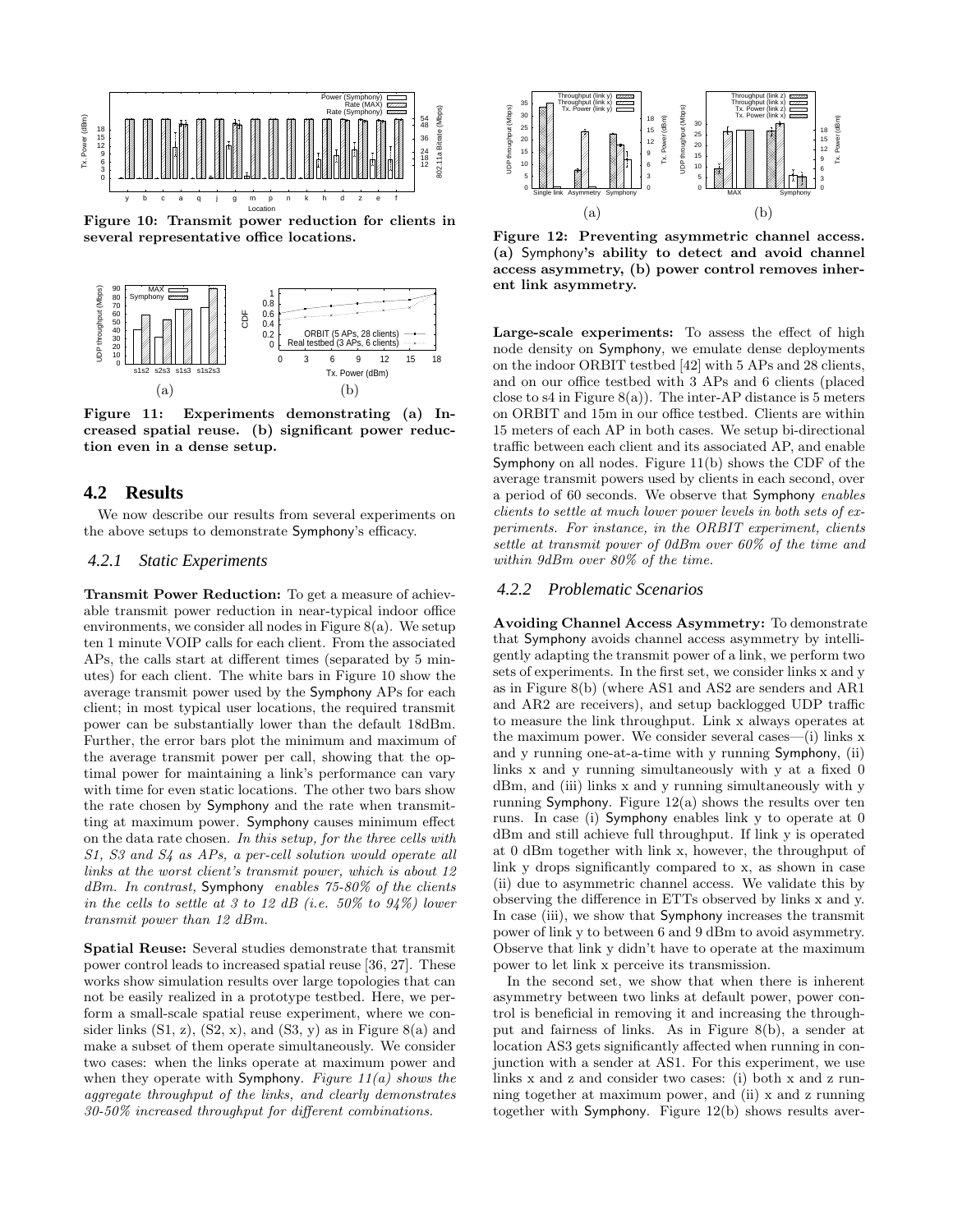Figure 10: Transmit power reduction for clients in several representative office locations.

Figure 11: Experiments demonstrating (a) Increased spatial reuse. (b) significant power reduction even in a dense setup.

## 4.2 Results

We now describe our results from several experiments on the above setups to demonstrate Symphony's efficacy.

### 4.2.1 Static Experiments

**Transmit Power Reduction:** To get a measure of achievable transmit power reduction in near-typical indoor office environments, we consider all nodes in Figure 8(a). We setup ten 1 minute VOIP calls for each client. From the associated APs, the calls start at different times (separated by 5 minutes) for each client. The white bars in Figure 10 show the average transmit power used by the Symphony APs for each client; in most typical user locations, the required transmit power can be substantially lower than the default 18dBm. Further, the error bars plot the minimum and maximum of the average transmit power per call, showing that the optimal power for maintaining a link's performance can vary with time for even static locations. The other two bars show the rate chosen by Symphony and the rate when transmitting at maximum power. Symphony causes minimum effect on the data rate chosen. *In this setup, for the three cells with S1, S3 and S4 as APs, a per-cell solution would operate all links at the worst client's transmit power, which is about 12 dBm. In contrast,* Symphony *enables 75-80% of the clients in the cells to settle at 3 to 12 dB (i.e. 50% to 94%) lower transmit power than 12 dBm.*

**Spatial Reuse:** Several studies demonstrate that transmit power control leads to increased spatial reuse [36, 27]. These works show simulation results over large topologies that can not be easily realized in a prototype testbed. Here, we perform a small-scale spatial reuse experiment, where we consider links (S1, z), (S2, x), and (S3, y) as in Figure 8(a) and make a subset of them operate simultaneously. We consider two cases: when the links operate at maximum power and when they operate with Symphony. *Figure 11(a) shows the aggregate throughput of the links, and clearly demonstrates 30-50% increased throughput for different combinations.*

Figure 12: Preventing asymmetric channel access. (a) Symphony's ability to detect and avoid channel access asymmetry, (b) power control removes inherent link asymmetry.

**Large-scale experiments:** To assess the effect of high node density on Symphony, we emulate dense deployments on the indoor ORBIT testbed [42] with 5 APs and 28 clients, and on our office testbed with 3 APs and 6 clients (placed close to s4 in Figure 8(a)). The inter-AP distance is 5 meters on ORBIT and 15m in our office testbed. Clients are within 15 meters of each AP in both cases. We setup bi-directional traffic between each client and its associated AP, and enable Symphony on all nodes. Figure 11(b) shows the CDF of the average transmit powers used by clients in each second, over a period of 60 seconds. We observe that Symphony *enables clients to settle at much lower power levels in both sets of experiments. For instance, in the ORBIT experiment, clients settle at transmit power of 0dBm over 60% of the time and within 9dBm over 80% of the time.*

### 4.2.2 Problematic Scenarios

**Avoiding Channel Access Asymmetry:** To demonstrate that Symphony avoids channel access asymmetry by intelligently adapting the transmit power of a link, we perform two sets of experiments. In the first set, we consider links x and y as in Figure 8(b) (where AS1 and AS2 are senders and AR1 and AR2 are receivers), and setup backlogged UDP traffic to measure the link throughput. Link x always operates at the maximum power. We consider several cases—(i) links x and y running one-at-a-time with y running Symphony, (ii) links x and y running simultaneously with y at a fixed 0 dBm, and (iii) links x and y running simultaneously with y running Symphony. Figure 12(a) shows the results over ten runs. In case (i) Symphony enables link y to operate at 0 dBm and still achieve full throughput. If link y is operated at 0 dBm together with link x, however, the throughput of link y drops significantly compared to x, as shown in case (ii) due to asymmetric channel access. We validate this by observing the difference in ETTs observed by links x and y. In case (iii), we show that Symphony increases the transmit power of link y to between 6 and 9 dBm to avoid asymmetry. Observe that link y didn't have to operate at the maximum power to let link x perceive its transmission.

In the second set, we show that when there is inherent asymmetry between two links at default power, power control is beneficial in removing it and increasing the throughput and fairness of links. As in Figure 8(b), a sender at location AS3 gets significantly affected when running in conjunction with a sender at AS1. For this experiment, we use links x and z and consider two cases: (i) both x and z running together at maximum power, and (ii) x and z running together with Symphony. Figure 12(b) shows results aver-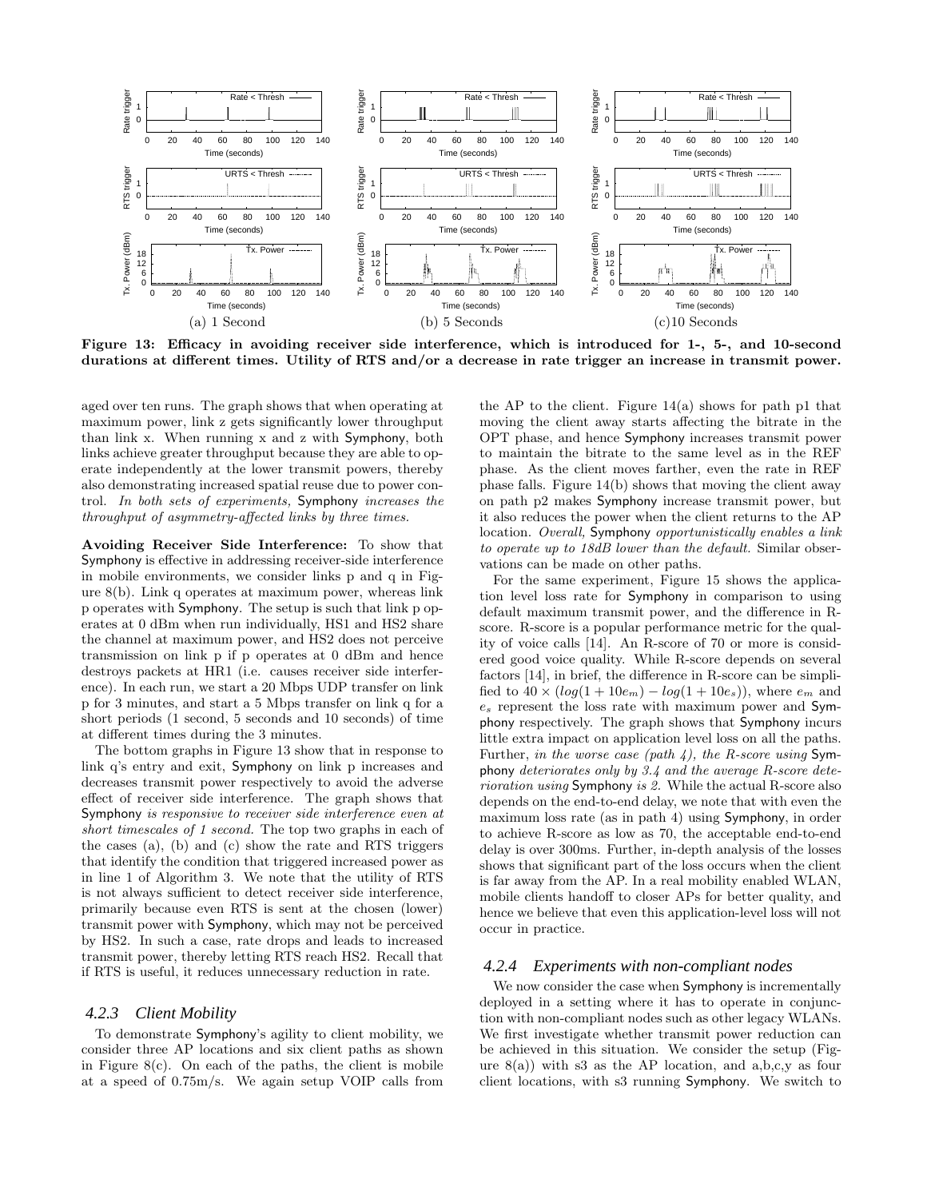(a) 1 Second (b) 5 Seconds (c)10 Seconds

**Figure 13: Efficacy in avoiding receiver side interference, which is introduced for 1-, 5-, and 10-second durations at different times. Utility of RTS and/or a decrease in rate trigger an increase in transmit power.**

aged over ten runs. The graph shows that when operating at maximum power, link z gets significantly lower throughput than link x. When running x and z with Symphony, both links achieve greater throughput because they are able to operate independently at the lower transmit powers, thereby also demonstrating increased spatial reuse due to power control. *In both sets of experiments,* Symphony *increases the throughput of asymmetry-affected links by three times.*

**Avoiding Receiver Side Interference:** To show that Symphony is effective in addressing receiver-side interference in mobile environments, we consider links p and q in Figure 8(b). Link q operates at maximum power, whereas link p operates with Symphony. The setup is such that link p operates at 0 dBm when run individually, HS1 and HS2 share the channel at maximum power, and HS2 does not perceive transmission on link p if p operates at 0 dBm and hence destroys packets at HR1 (i.e. causes receiver side interference). In each run, we start a 20 Mbps UDP transfer on link p for 3 minutes, and start a 5 Mbps transfer on link q for a short periods (1 second, 5 seconds and 10 seconds) of time at different times during the 3 minutes.

The bottom graphs in Figure 13 show that in response to link q's entry and exit, Symphony on link p increases and decreases transmit power respectively to avoid the adverse effect of receiver side interference. The graph shows that Symphony *is responsive to receiver side interference even at short timescales of 1 second.* The top two graphs in each of the cases (a), (b) and (c) show the rate and RTS triggers that identify the condition that triggered increased power as in line 1 of Algorithm 3. We note that the utility of RTS is not always sufficient to detect receiver side interference, primarily because even RTS is sent at the chosen (lower) transmit power with Symphony, which may not be perceived by HS2. In such a case, rate drops and leads to increased transmit power, thereby letting RTS reach HS2. Recall that if RTS is useful, it reduces unnecessary reduction in rate.

### 4.2.3 Client Mobility

To demonstrate Symphony's agility to client mobility, we consider three AP locations and six client paths as shown in Figure 8(c). On each of the paths, the client is mobile at a speed of 0.75m/s. We again setup VOIP calls from the AP to the client. Figure 14(a) shows for path p1 that moving the client away starts affecting the bitrate in the OPT phase, and hence Symphony increases transmit power to maintain the bitrate to the same level as in the REF phase. As the client moves farther, even the rate in REF phase falls. Figure 14(b) shows that moving the client away on path p2 makes Symphony increase transmit power, but it also reduces the power when the client returns to the AP location. *Overall,* Symphony *opportunistically enables a link to operate up to 18dB lower than the default.* Similar observations can be made on other paths.

For the same experiment, Figure 15 shows the application level loss rate for Symphony in comparison to using default maximum transmit power, and the difference in R-score. R-score is a popular performance metric for the quality of voice calls [14]. An R-score of 70 or more is considered good voice quality. While R-score depends on several factors [14], in brief, the difference in R-score can be simplified to $40 \times (log(1 + 10e_m) - log(1 + 10e_s))$, where $e_m$ and $e_s$ represent the loss rate with maximum power and Symphony respectively. The graph shows that Symphony incurs little extra impact on application level loss on all the paths. Further, *in the worse case (path 4), the R-score using* Symphony *deteriorates only by 3.4 and the average R-score deterioration using* Symphony *is 2.* While the actual R-score also depends on the end-to-end delay, we note that with even the maximum loss rate (as in path 4) using Symphony, in order to achieve R-score as low as 70, the acceptable end-to-end delay is over 300ms. Further, in-depth analysis of the losses shows that significant part of the loss occurs when the client is far away from the AP. In a real mobility enabled WLAN, mobile clients handoff to closer APs for better quality, and hence we believe that even this application-level loss will not occur in practice.

### 4.2.4 Experiments with non-compliant nodes

We now consider the case when Symphony is incrementally deployed in a setting where it has to operate in conjunction with non-compliant nodes such as other legacy WLANs. We first investigate whether transmit power reduction can be achieved in this situation. We consider the setup (Figure 8(a)) with s3 as the AP location, and a,b,c,y as four client locations, with s3 running Symphony. We switch to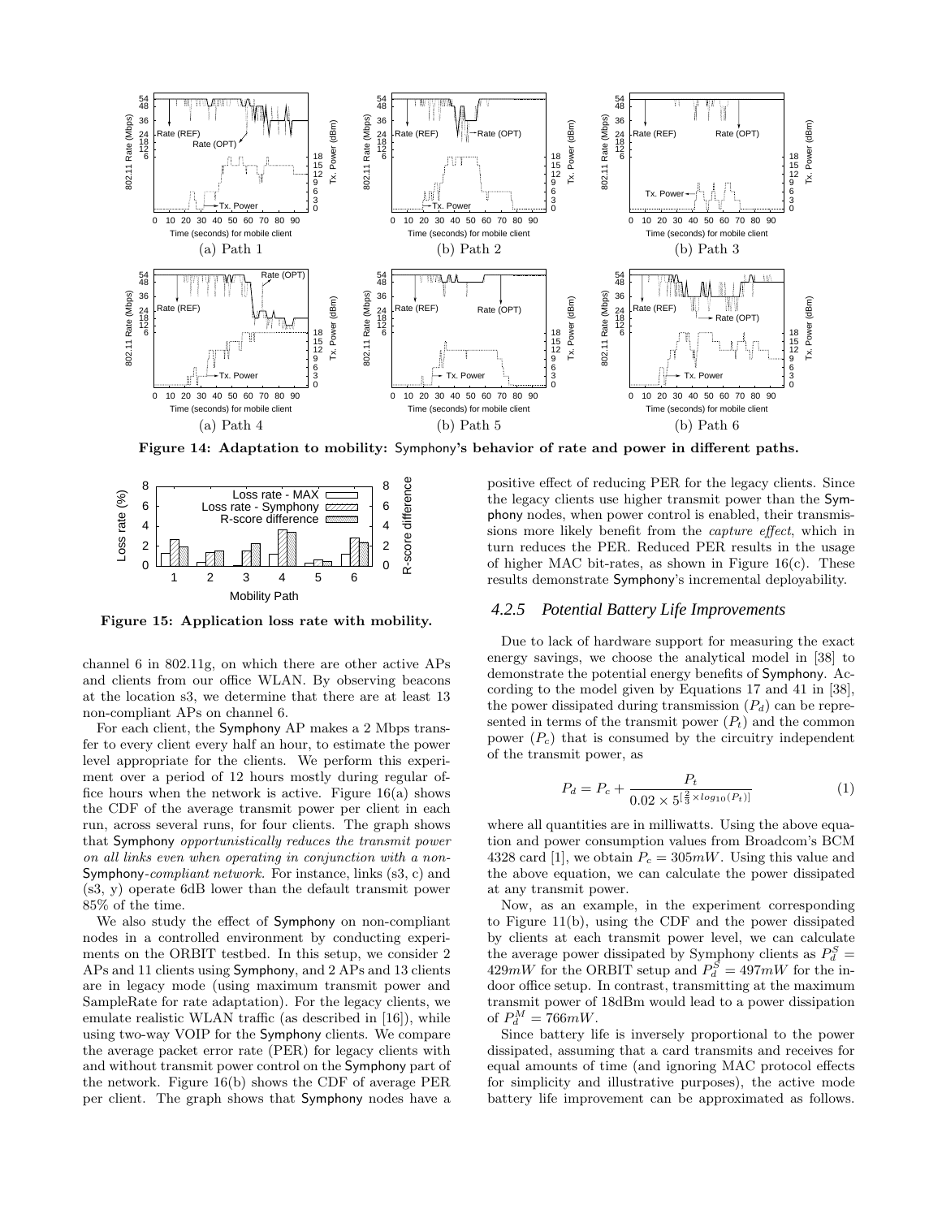Figure 14: Adaptation to mobility: Symphony's behavior of rate and power in different paths.

Figure 15: Application loss rate with mobility.

channel 6 in 802.11g, on which there are other active APs and clients from our office WLAN. By observing beacons at the location s3, we determine that there are at least 13 non-compliant APs on channel 6.

For each client, the Symphony AP makes a 2 Mbps transfer to every client every half an hour, to estimate the power level appropriate for the clients. We perform this experiment over a period of 12 hours mostly during regular office hours when the network is active. Figure 16(a) shows the CDF of the average transmit power per client in each run, across several runs, for four clients. The graph shows that Symphony *opportunistically reduces the transmit power on all links even when operating in conjunction with a non-Symphony-compliant network.* For instance, links (s3, c) and (s3, y) operate 6dB lower than the default transmit power 85% of the time.

We also study the effect of Symphony on non-compliant nodes in a controlled environment by conducting experiments on the ORBIT testbed. In this setup, we consider 2 APs and 11 clients using Symphony, and 2 APs and 13 clients are in legacy mode (using maximum transmit power and SampleRate for rate adaptation). For the legacy clients, we emulate realistic WLAN traffic (as described in [16]), while using two-way VOIP for the Symphony clients. We compare the average packet error rate (PER) for legacy clients with and without transmit power control on the Symphony part of the network. Figure 16(b) shows the CDF of average PER per client. The graph shows that Symphony nodes have a positive effect of reducing PER for the legacy clients. Since the legacy clients use higher transmit power than the Symphony nodes, when power control is enabled, their transmissions more likely benefit from the *capture effect*, which in turn reduces the PER. Reduced PER results in the usage of higher MAC bit-rates, as shown in Figure 16(c). These results demonstrate Symphony's incremental deployability.

### 4.2.5 Potential Battery Life Improvements

Due to lack of hardware support for measuring the exact energy savings, we choose the analytical model in [38] to demonstrate the potential energy benefits of Symphony. According to the model given by Equations 17 and 41 in [38], the power dissipated during transmission ($P_d$) can be represented in terms of the transmit power ($P_t$) and the common power ($P_c$) that is consumed by the circuitry independent of the transmit power, as

$$P_d = P_c + \frac{P_t}{0.02 \times 5^{[\frac{2}{3} \times log_{10}(P_t)]}} \tag{1}$$

where all quantities are in milliwatts. Using the above equation and power consumption values from Broadcom's BCM 4328 card [1], we obtain $P_c = 305mW$. Using this value and the above equation, we can calculate the power dissipated at any transmit power.

Now, as an example, in the experiment corresponding to Figure 11(b), using the CDF and the power dissipated by clients at each transmit power level, we can calculate the average power dissipated by Symphony clients as $P_d^S = 429mW$ for the ORBIT setup and $P_d^S = 497mW$ for the indoor office setup. In contrast, transmitting at the maximum transmit power of 18dBm would lead to a power dissipation of $P_d^M = 766mW$.

Since battery life is inversely proportional to the power dissipated, assuming that a card transmits and receives for equal amounts of time (and ignoring MAC protocol effects for simplicity and illustrative purposes), the active mode battery life improvement can be approximated as follows.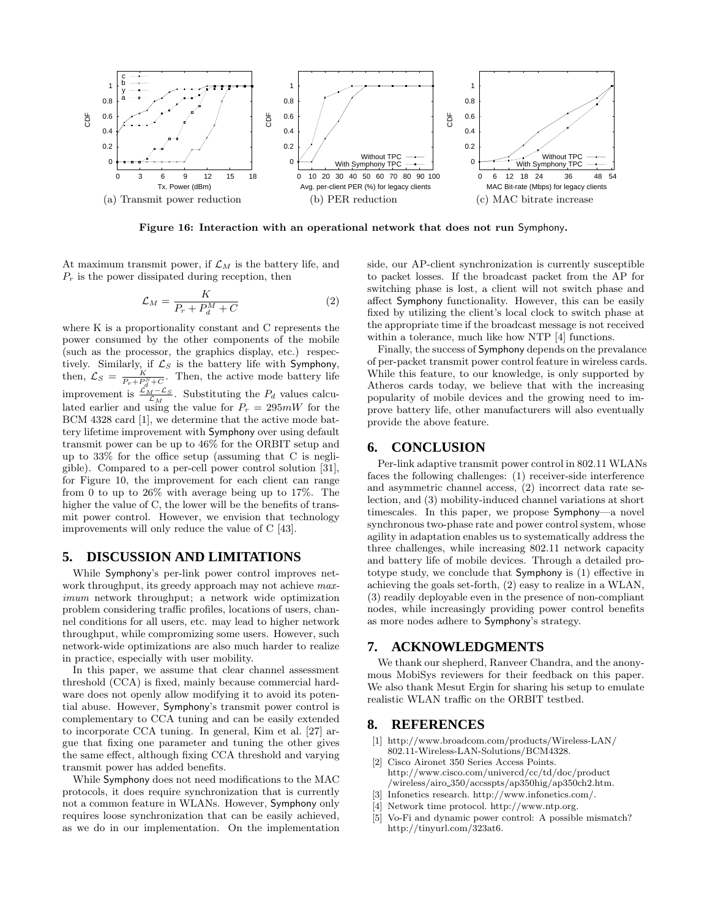c
b
y
a

CDF

0 3 6 9 12 15 18

Tx. Power (dBm)

(a) Transmit power reduction

CDF

Without TPC
With Symphony TPC

0 10 20 30 40 50 60 70 80 90 100

Avg. per-client PER (%) for legacy clients

(b) PER reduction

CDF

Without TPC
With Symphony TPC

0 6 12 18 24 36 48 54

MAC Bit-rate (Mbps) for legacy clients

(c) MAC bitrate increase

**Figure 16: Interaction with an operational network that does not run Symphony.**

At maximum transmit power, if $\mathcal{L}_M$ is the battery life, and $P_r$ is the power dissipated during reception, then

$$\mathcal{L}_M = \frac{K}{P_r + P_d^M + C} \tag{2}$$

where K is a proportionality constant and C represents the power consumed by the other components of the mobile (such as the processor, the graphics display, etc.) respectively. Similarly, if $\mathcal{L}_S$ is the battery life with Symphony, then, $\mathcal{L}_S = \frac{K}{P_r + P_d^S + C}$. Then, the active mode battery life improvement is $\frac{\mathcal{L}_M - \mathcal{L}_S}{\mathcal{L}_M}$. Substituting the $P_d$ values calculated earlier and using the value for $P_r = 295mW$ for the BCM 4328 card [1], we determine that the active mode battery lifetime improvement with Symphony over using default transmit power can be up to 46% for the ORBIT setup and up to 33% for the office setup (assuming that C is negligible). Compared to a per-cell power control solution [31], for Figure 10, the improvement for each client can range from 0 to up to 26% with average being up to 17%. The higher the value of C, the lower will be the benefits of transmit power control. However, we envision that technology improvements will only reduce the value of C [43].

## 5. DISCUSSION AND LIMITATIONS

While Symphony's per-link power control improves network throughput, its greedy approach may not achieve *maximum* network throughput; a network wide optimization problem considering traffic profiles, locations of users, channel conditions for all users, etc. may lead to higher network throughput, while compromizing some users. However, such network-wide optimizations are also much harder to realize in practice, especially with user mobility.

In this paper, we assume that clear channel assessment threshold (CCA) is fixed, mainly because commercial hardware does not openly allow modifying it to avoid its potential abuse. However, Symphony's transmit power control is complementary to CCA tuning and can be easily extended to incorporate CCA tuning. In general, Kim et al. [27] argue that fixing one parameter and tuning the other gives the same effect, although fixing CCA threshold and varying transmit power has added benefits.

While Symphony does not need modifications to the MAC protocols, it does require synchronization that is currently not a common feature in WLANs. However, Symphony only requires loose synchronization that can be easily achieved, as we do in our implementation. On the implementation side, our AP-client synchronization is currently susceptible to packet losses. If the broadcast packet from the AP for switching phase is lost, a client will not switch phase and affect Symphony functionality. However, this can be easily fixed by utilizing the client's local clock to switch phase at the appropriate time if the broadcast message is not received within a tolerance, much like how NTP [4] functions.

Finally, the success of Symphony depends on the prevalance of per-packet transmit power control feature in wireless cards. While this feature, to our knowledge, is only supported by Atheros cards today, we believe that with the increasing popularity of mobile devices and the growing need to improve battery life, other manufacturers will also eventually provide the above feature.

## 6. CONCLUSION

Per-link adaptive transmit power control in 802.11 WLANs faces the following challenges: (1) receiver-side interference and asymmetric channel access, (2) incorrect data rate selection, and (3) mobility-induced channel variations at short timescales. In this paper, we propose Symphony—a novel synchronous two-phase rate and power control system, whose agility in adaptation enables us to systematically address the three challenges, while increasing 802.11 network capacity and battery life of mobile devices. Through a detailed prototype study, we conclude that Symphony is (1) effective in achieving the goals set-forth, (2) easy to realize in a WLAN, (3) readily deployable even in the presence of non-compliant nodes, while increasingly providing power control benefits as more nodes adhere to Symphony's strategy.

## 7. ACKNOWLEDGMENTS

We thank our shepherd, Ranveer Chandra, and the anonymous MobiSys reviewers for their feedback on this paper. We also thank Mesut Ergin for sharing his setup to emulate realistic WLAN traffic on the ORBIT testbed.

## 8. REFERENCES

[1] http://www.broadcom.com/products/Wireless-LAN/802.11-Wireless-LAN-Solutions/BCM4328.

[2] Cisco Aironet 350 Series Access Points. http://www.cisco.com/univercd/cc/td/doc/product/wireless/airo_350/accsspts/ap350hig/ap350ch2.htm.

[3] Infonetics research. http://www.infonetics.com/.

[4] Network time protocol. http://www.ntp.org.

[5] Vo-Fi and dynamic power control: A possible mismatch? http://tinyurl.com/323at6.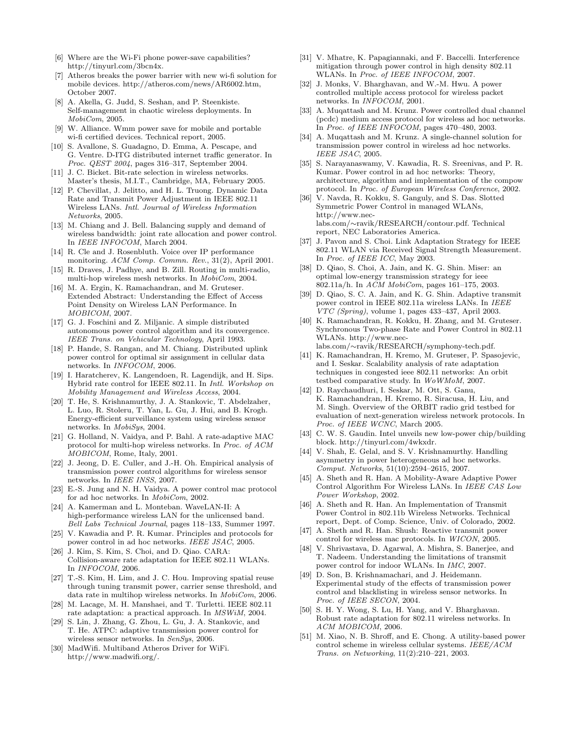[6] Where are the Wi-Fi phone power-save capabilities? http://tinyurl.com/3bcn4x.

[7] Atheros breaks the power barrier with new wi-fi solution for mobile devices. http://atheros.com/news/AR6002.htm, October 2007.

[8] A. Akella, G. Judd, S. Seshan, and P. Steenkiste. Self-management in chaotic wireless deployments. In *MobiCom*, 2005.

[9] W. Alliance. Wmm power save for mobile and portable wi-fi certified devices. Technical report, 2005.

[10] S. Avallone, S. Guadagno, D. Emma, A. Pescape, and G. Ventre. D-ITG distributed internet traffic generator. In *Proc. QEST 2004*, pages 316–317, September 2004.

[11] J. C. Bicket. Bit-rate selection in wireless networks. Master's thesis, M.I.T., Cambridge, MA, February 2005.

[12] P. Chevillat, J. Jelitto, and H. L. Truong. Dynamic Data Rate and Transmit Power Adjustment in IEEE 802.11 Wireless LANs. *Intl. Journal of Wireless Information Networks*, 2005.

[13] M. Chiang and J. Bell. Balancing supply and demand of wireless bandwidth: joint rate allocation and power control. In *IEEE INFOCOM*, March 2004.

[14] R. Cle and J. Rosenbluth. Voice over IP performance monitoring. *ACM Comp. Commn. Rev.*, 31(2), April 2001.

[15] R. Draves, J. Padhye, and B. Zill. Routing in multi-radio, multi-hop wireless mesh networks. In *MobiCom*, 2004.

[16] M. A. Ergin, K. Ramachandran, and M. Gruteser. Extended Abstract: Understanding the Effect of Access Point Density on Wireless LAN Performance. In *MOBICOM*, 2007.

[17] G. J. Foschini and Z. Miljanic. A simple distributed autonomous power control algorithm and its convergence. *IEEE Trans. on Vehicular Technology*, April 1993.

[18] P. Hande, S. Rangan, and M. Chiang. Distributed uplink power control for optimal sir assignment in cellular data networks. In *INFOCOM*, 2006.

[19] I. Haratcherev, K. Langendoen, R. Lagendijk, and H. Sips. Hybrid rate control for IEEE 802.11. In *Intl. Workshop on Mobility Management and Wireless Access*, 2004.

[20] T. He, S. Krishnamurthy, J. A. Stankovic, T. Abdelzaher, L. Luo, R. Stoleru, T. Yan, L. Gu, J. Hui, and B. Krogh. Energy-efficient surveillance system using wireless sensor networks. In *MobiSys*, 2004.

[21] G. Holland, N. Vaidya, and P. Bahl. A rate-adaptive MAC protocol for multi-hop wireless networks. In *Proc. of ACM MOBICOM*, Rome, Italy, 2001.

[22] J. Jeong, D. E. Culler, and J.-H. Oh. Empirical analysis of transmission power control algorithms for wireless sensor networks. In *IEEE INSS*, 2007.

[23] E.-S. Jung and N. H. Vaidya. A power control mac protocol for ad hoc networks. In *MobiCom*, 2002.

[24] A. Kamerman and L. Monteban. WaveLAN-II: A high-performance wireless LAN for the unlicensed band. *Bell Labs Technical Journal*, pages 118–133, Summer 1997.

[25] V. Kawadia and P. R. Kumar. Principles and protocols for power control in ad hoc networks. *IEEE JSAC*, 2005.

[26] J. Kim, S. Kim, S. Choi, and D. Qiao. CARA: Collision-aware rate adaptation for IEEE 802.11 WLANs. In *INFOCOM*, 2006.

[27] T.-S. Kim, H. Lim, and J. C. Hou. Improving spatial reuse through tuning transmit power, carrier sense threshold, and data rate in multihop wireless networks. In *MobiCom*, 2006.

[28] M. Lacage, M. H. Manshaei, and T. Turletti. IEEE 802.11 rate adaptation: a practical approach. In *MSWiM*, 2004.

[29] S. Lin, J. Zhang, G. Zhou, L. Gu, J. A. Stankovic, and T. He. ATPC: adaptive transmission power control for wireless sensor networks. In *SenSys*, 2006.

[30] MadWifi. Multiband Atheros Driver for WiFi. http://www.madwifi.org/.

[31] V. Mhatre, K. Papagiannaki, and F. Baccelli. Interference mitigation through power control in high density 802.11 WLANs. In *Proc. of IEEE INFOCOM*, 2007.

[32] J. Monks, V. Bharghavan, and W.-M. Hwu. A power controlled multiple access protocol for wireless packet networks. In *INFOCOM*, 2001.

[33] A. Muqattash and M. Krunz. Power controlled dual channel (pcdc) medium access protocol for wireless ad hoc networks. In *Proc. of IEEE INFOCOM*, pages 470–480, 2003.

[34] A. Muqattash and M. Krunz. A single-channel solution for transmission power control in wireless ad hoc networks. *IEEE JSAC*, 2005.

[35] S. Narayanaswamy, V. Kawadia, R. S. Sreenivas, and P. R. Kumar. Power control in ad hoc networks: Theory, architecture, algorithm and implementation of the compow protocol. In *Proc. of European Wireless Conference*, 2002.

[36] V. Navda, R. Kokku, S. Ganguly, and S. Das. Slotted Symmetric Power Control in managed WLANs, http://www.nec-labs.com/∼ravik/RESEARCH/contour.pdf. Technical report, NEC Laboratories America.

[37] J. Pavon and S. Choi. Link Adaptation Strategy for IEEE 802.11 WLAN via Received Signal Strength Measurement. In *Proc. of IEEE ICC*, May 2003.

[38] D. Qiao, S. Choi, A. Jain, and K. G. Shin. Miser: an optimal low-energy transmission strategy for ieee 802.11a/h. In *ACM MobiCom*, pages 161–175, 2003.

[39] D. Qiao, S. C. A. Jain, and K. G. Shin. Adaptive transmit power control in IEEE 802.11a wireless LANs. In *IEEE VTC (Spring)*, volume 1, pages 433–437, April 2003.

[40] K. Ramachandran, R. Kokku, H. Zhang, and M. Gruteser. Synchronous Two-phase Rate and Power Control in 802.11 WLANs. http://www.nec-labs.com/∼ravik/RESEARCH/symphony-tech.pdf.

[41] K. Ramachandran, H. Kremo, M. Gruteser, P. Spasojevic, and I. Seskar. Scalability analysis of rate adaptation techniques in congested ieee 802.11 networks: An orbit testbed comparative study. In *WoWMoM*, 2007.

[42] D. Raychaudhuri, I. Seskar, M. Ott, S. Ganu, K. Ramachandran, H. Kremo, R. Siracusa, H. Liu, and M. Singh. Overview of the ORBIT radio grid testbed for evaluation of next-generation wireless network protocols. In *Proc. of IEEE WCNC*, March 2005.

[43] C. W. S. Gaudin. Intel unveils new low-power chip/building block. http://tinyurl.com/4wkxdr.

[44] V. Shah, E. Gelal, and S. V. Krishnamurthy. Handling asymmetry in power heterogeneous ad hoc networks. *Comput. Networks*, 51(10):2594–2615, 2007.

[45] A. Sheth and R. Han. A Mobility-Aware Adaptive Power Control Algorithm For Wireless LANs. In *IEEE CAS Low Power Workshop*, 2002.

[46] A. Sheth and R. Han. An Implementation of Transmit Power Control in 802.11b Wireless Networks. Technical report, Dept. of Comp. Science, Univ. of Colorado, 2002.

[47] A. Sheth and R. Han. Shush: Reactive transmit power control for wireless mac protocols. In *WICON*, 2005.

[48] V. Shrivastava, D. Agarwal, A. Mishra, S. Banerjee, and T. Nadeem. Understanding the limitations of transmit power control for indoor WLANs. In *IMC*, 2007.

[49] D. Son, B. Krishnamachari, and J. Heidemann. Experimental study of the effects of transmission power control and blacklisting in wireless sensor networks. In *Proc. of IEEE SECON*, 2004.

[50] S. H. Y. Wong, S. Lu, H. Yang, and V. Bharghavan. Robust rate adaptation for 802.11 wireless networks. In *ACM MOBICOM*, 2006.

[51] M. Xiao, N. B. Shroff, and E. Chong. A utility-based power control scheme in wireless cellular systems. *IEEE/ACM Trans. on Networking*, 11(2):210–221, 2003.